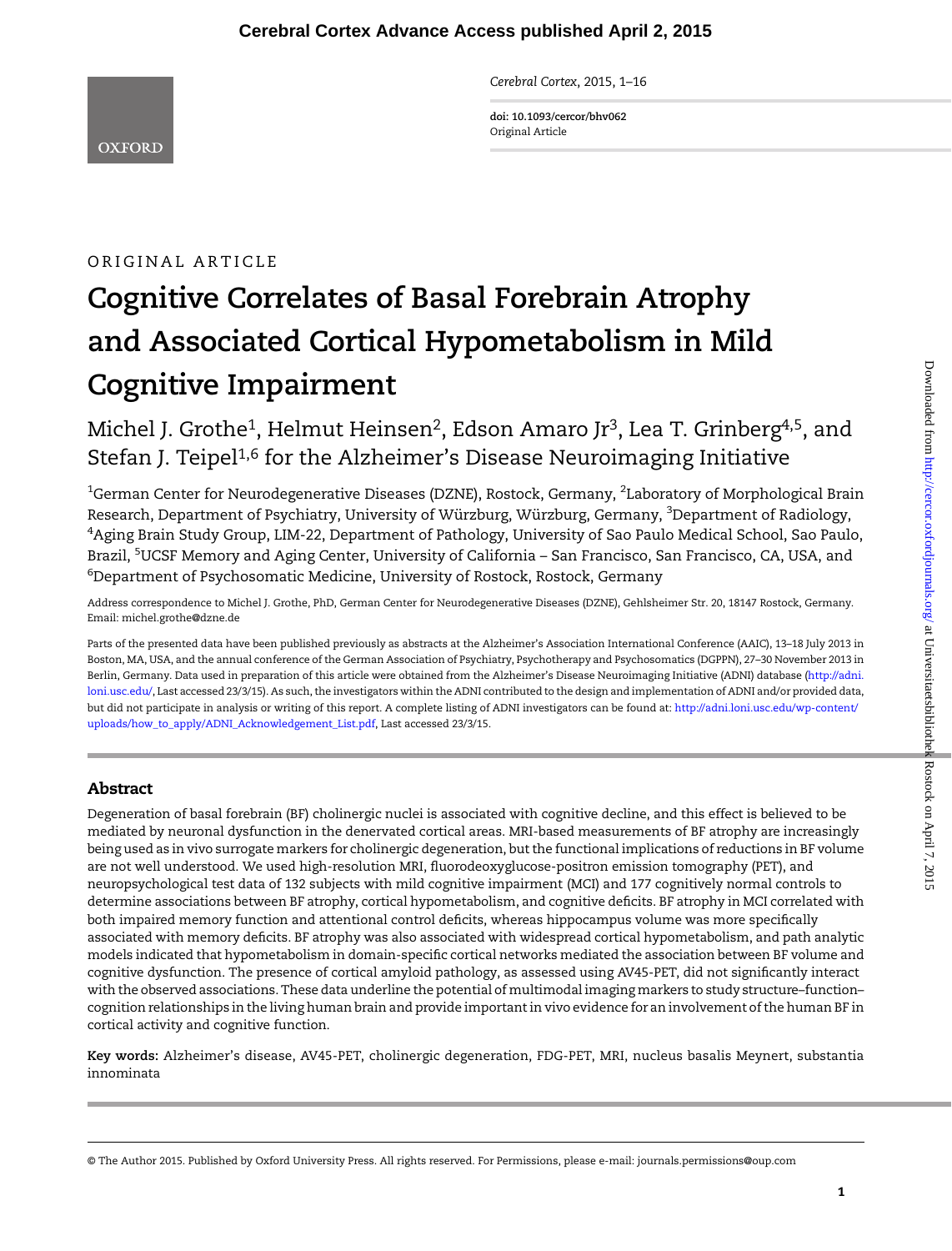ORIGINAL ARTICLE

# Cognitive Correlates of Basal Forebrain Atrophy and Associated Cortical Hypometabolism in Mild Cognitive Impairment

Michel J. Grothe[1], Helmut Heinsen[2], Edson Amaro Jr[3], Lea T. Grinberg[4,5], and Stefan J. Teipel[1,6] for the Alzheimer's Disease Neuroimaging Initiative

[1]German Center for Neurodegenerative Diseases (DZNE), Rostock, Germany, [2]Laboratory of Morphological Brain Research, Department of Psychiatry, University of Würzburg, Würzburg, Germany, [3]Department of Radiology, [4]Aging Brain Study Group, LIM-22, Department of Pathology, University of Sao Paulo Medical School, Sao Paulo, Brazil, [5]UCSF Memory and Aging Center, University of California – San Francisco, San Francisco, CA, USA, and [6]Department of Psychosomatic Medicine, University of Rostock, Rostock, Germany

Address correspondence to Michel J. Grothe, PhD, German Center for Neurodegenerative Diseases (DZNE), Gehlsheimer Str. 20, 18147 Rostock, Germany. Email: michel.grothe@dzne.de

Parts of the presented data have been published previously as abstracts at the Alzheimer's Association International Conference (AAIC), 13–18 July 2013 in Boston, MA, USA, and the annual conference of the German Association of Psychiatry, Psychotherapy and Psychosomatics (DGPPN), 27–30 November 2013 in Berlin, Germany. Data used in preparation of this article were obtained from the Alzheimer's Disease Neuroimaging Initiative (ADNI) database (http://adni.loni.usc.edu/, Last accessed 23/3/15). As such, the investigators within the ADNI contributed to the design and implementation of ADNI and/or provided data, but did not participate in analysis or writing of this report. A complete listing of ADNI investigators can be found at: http://adni.loni.usc.edu/wp-content/uploads/how_to_apply/ADNI_Acknowledgement_List.pdf, Last accessed 23/3/15.

## Abstract

Degeneration of basal forebrain (BF) cholinergic nuclei is associated with cognitive decline, and this effect is believed to be mediated by neuronal dysfunction in the denervated cortical areas. MRI-based measurements of BF atrophy are increasingly being used as in vivo surrogate markers for cholinergic degeneration, but the functional implications of reductions in BF volume are not well understood. We used high-resolution MRI, fluorodeoxyglucose-positron emission tomography (PET), and neuropsychological test data of 132 subjects with mild cognitive impairment (MCI) and 177 cognitively normal controls to determine associations between BF atrophy, cortical hypometabolism, and cognitive deficits. BF atrophy in MCI correlated with both impaired memory function and attentional control deficits, whereas hippocampus volume was more specifically associated with memory deficits. BF atrophy was also associated with widespread cortical hypometabolism, and path analytic models indicated that hypometabolism in domain-specific cortical networks mediated the association between BF volume and cognitive dysfunction. The presence of cortical amyloid pathology, as assessed using AV45-PET, did not significantly interact with the observed associations. These data underline the potential of multimodal imaging markers to study structure–function–cognition relationships in the living human brain and provide important in vivo evidence for an involvement of the human BF in cortical activity and cognitive function.

**Key words:** Alzheimer's disease, AV45-PET, cholinergic degeneration, FDG-PET, MRI, nucleus basalis Meynert, substantia innominata

© The Author 2015. Published by Oxford University Press. All rights reserved. For Permissions, please e-mail: journals.permissions@oup.com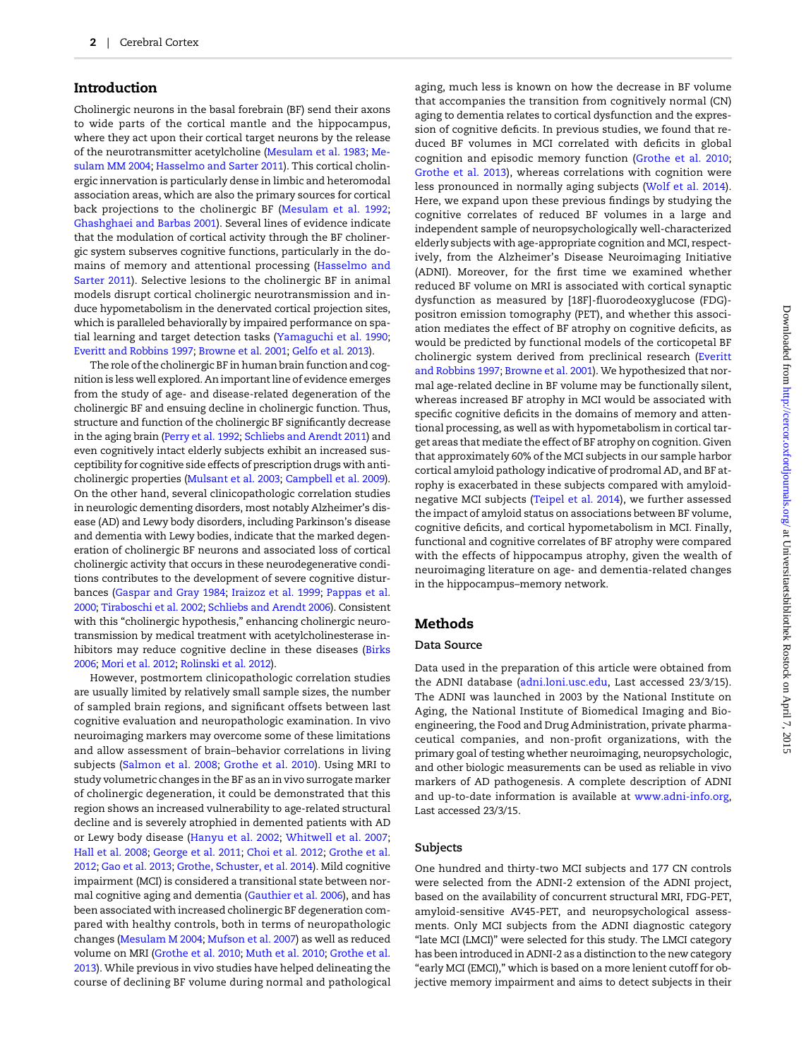## Introduction

Cholinergic neurons in the basal forebrain (BF) send their axons to wide parts of the cortical mantle and the hippocampus, where they act upon their cortical target neurons by the release of the neurotransmitter acetylcholine (Mesulam et al. 1983; Mesulam MM 2004; Hasselmo and Sarter 2011). This cortical cholinergic innervation is particularly dense in limbic and heteromodal association areas, which are also the primary sources for cortical back projections to the cholinergic BF (Mesulam et al. 1992; Ghashghaei and Barbas 2001). Several lines of evidence indicate that the modulation of cortical activity through the BF cholinergic system subserves cognitive functions, particularly in the domains of memory and attentional processing (Hasselmo and Sarter 2011). Selective lesions to the cholinergic BF in animal models disrupt cortical cholinergic neurotransmission and induce hypometabolism in the denervated cortical projection sites, which is paralleled behaviorally by impaired performance on spatial learning and target detection tasks (Yamaguchi et al. 1990; Everitt and Robbins 1997; Browne et al. 2001; Gelfo et al. 2013).

The role of the cholinergic BF in human brain function and cognition is less well explored. An important line of evidence emerges from the study of age- and disease-related degeneration of the cholinergic BF and ensuing decline in cholinergic function. Thus, structure and function of the cholinergic BF significantly decrease in the aging brain (Perry et al. 1992; Schliebs and Arendt 2011) and even cognitively intact elderly subjects exhibit an increased susceptibility for cognitive side effects of prescription drugs with anticholinergic properties (Mulsant et al. 2003; Campbell et al. 2009). On the other hand, several clinicopathologic correlation studies in neurologic dementing disorders, most notably Alzheimer's disease (AD) and Lewy body disorders, including Parkinson's disease and dementia with Lewy bodies, indicate that the marked degeneration of cholinergic BF neurons and associated loss of cortical cholinergic activity that occurs in these neurodegenerative conditions contributes to the development of severe cognitive disturbances (Gaspar and Gray 1984; Iraizoz et al. 1999; Pappas et al. 2000; Tiraboschi et al. 2002; Schliebs and Arendt 2006). Consistent with this "cholinergic hypothesis," enhancing cholinergic neurotransmission by medical treatment with acetylcholinesterase inhibitors may reduce cognitive decline in these diseases (Birks 2006; Mori et al. 2012; Rolinski et al. 2012).

However, postmortem clinicopathologic correlation studies are usually limited by relatively small sample sizes, the number of sampled brain regions, and significant offsets between last cognitive evaluation and neuropathologic examination. In vivo neuroimaging markers may overcome some of these limitations and allow assessment of brain–behavior correlations in living subjects (Salmon et al. 2008; Grothe et al. 2010). Using MRI to study volumetric changes in the BF as an in vivo surrogate marker of cholinergic degeneration, it could be demonstrated that this region shows an increased vulnerability to age-related structural decline and is severely atrophied in demented patients with AD or Lewy body disease (Hanyu et al. 2002; Whitwell et al. 2007; Hall et al. 2008; George et al. 2011; Choi et al. 2012; Grothe et al. 2012; Gao et al. 2013; Grothe, Schuster, et al. 2014). Mild cognitive impairment (MCI) is considered a transitional state between normal cognitive aging and dementia (Gauthier et al. 2006), and has been associated with increased cholinergic BF degeneration compared with healthy controls, both in terms of neuropathologic changes (Mesulam M 2004; Mufson et al. 2007) as well as reduced volume on MRI (Grothe et al. 2010; Muth et al. 2010; Grothe et al. 2013). While previous in vivo studies have helped delineating the course of declining BF volume during normal and pathological aging, much less is known on how the decrease in BF volume that accompanies the transition from cognitively normal (CN) aging to dementia relates to cortical dysfunction and the expression of cognitive deficits. In previous studies, we found that reduced BF volumes in MCI correlated with deficits in global cognition and episodic memory function (Grothe et al. 2010; Grothe et al. 2013), whereas correlations with cognition were less pronounced in normally aging subjects (Wolf et al. 2014). Here, we expand upon these previous findings by studying the cognitive correlates of reduced BF volumes in a large and independent sample of neuropsychologically well-characterized elderly subjects with age-appropriate cognition and MCI, respectively, from the Alzheimer's Disease Neuroimaging Initiative (ADNI). Moreover, for the first time we examined whether reduced BF volume on MRI is associated with cortical synaptic dysfunction as measured by [18F]-fluorodeoxyglucose (FDG)-positron emission tomography (PET), and whether this association mediates the effect of BF atrophy on cognitive deficits, as would be predicted by functional models of the corticopetal BF cholinergic system derived from preclinical research (Everitt and Robbins 1997; Browne et al. 2001). We hypothesized that normal age-related decline in BF volume may be functionally silent, whereas increased BF atrophy in MCI would be associated with specific cognitive deficits in the domains of memory and attentional processing, as well as with hypometabolism in cortical target areas that mediate the effect of BF atrophy on cognition. Given that approximately 60% of the MCI subjects in our sample harbor cortical amyloid pathology indicative of prodromal AD, and BF atrophy is exacerbated in these subjects compared with amyloid-negative MCI subjects (Teipel et al. 2014), we further assessed the impact of amyloid status on associations between BF volume, cognitive deficits, and cortical hypometabolism in MCI. Finally, functional and cognitive correlates of BF atrophy were compared with the effects of hippocampus atrophy, given the wealth of neuroimaging literature on age- and dementia-related changes in the hippocampus–memory network.

## Methods

### Data Source

Data used in the preparation of this article were obtained from the ADNI database (adni.loni.usc.edu, Last accessed 23/3/15). The ADNI was launched in 2003 by the National Institute on Aging, the National Institute of Biomedical Imaging and Bioengineering, the Food and Drug Administration, private pharmaceutical companies, and non-profit organizations, with the primary goal of testing whether neuroimaging, neuropsychologic, and other biologic measurements can be used as reliable in vivo markers of AD pathogenesis. A complete description of ADNI and up-to-date information is available at www.adni-info.org, Last accessed 23/3/15.

### Subjects

One hundred and thirty-two MCI subjects and 177 CN controls were selected from the ADNI-2 extension of the ADNI project, based on the availability of concurrent structural MRI, FDG-PET, amyloid-sensitive AV45-PET, and neuropsychological assessments. Only MCI subjects from the ADNI diagnostic category "late MCI (LMCI)" were selected for this study. The LMCI category has been introduced in ADNI-2 as a distinction to the new category "early MCI (EMCI)," which is based on a more lenient cutoff for objective memory impairment and aims to detect subjects in their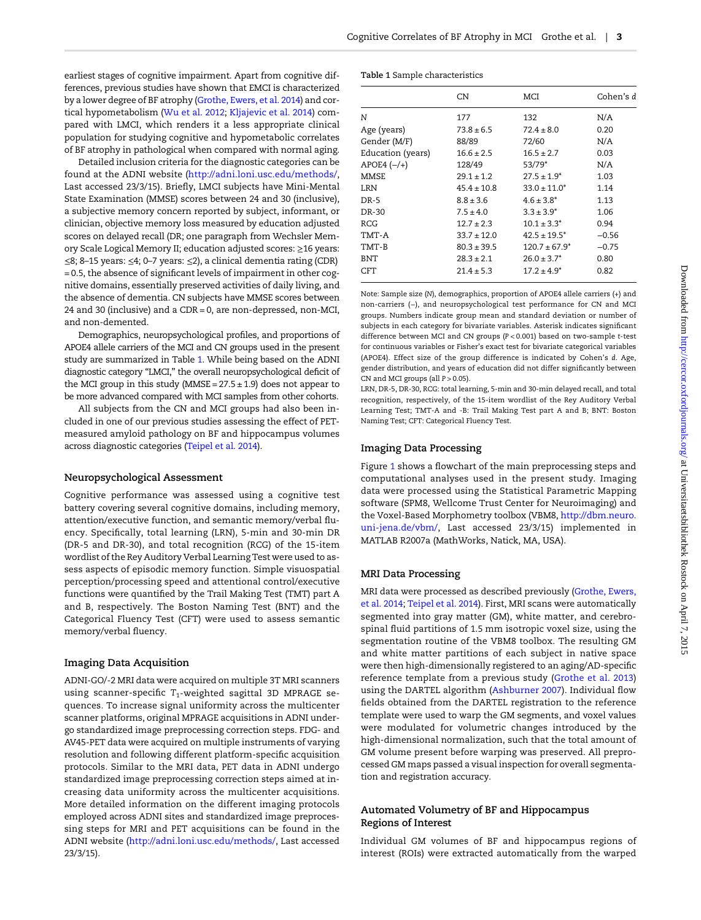earliest stages of cognitive impairment. Apart from cognitive differences, previous studies have shown that EMCI is characterized by a lower degree of BF atrophy (Grothe, Ewers, et al. 2014) and cortical hypometabolism (Wu et al. 2012; Kljajevic et al. 2014) compared with LMCI, which renders it a less appropriate clinical population for studying cognitive and hypometabolic correlates of BF atrophy in pathological when compared with normal aging.

Detailed inclusion criteria for the diagnostic categories can be found at the ADNI website (http://adni.loni.usc.edu/methods/, Last accessed 23/3/15). Briefly, LMCI subjects have Mini-Mental State Examination (MMSE) scores between 24 and 30 (inclusive), a subjective memory concern reported by subject, informant, or clinician, objective memory loss measured by education adjusted scores on delayed recall (DR; one paragraph from Wechsler Memory Scale Logical Memory II; education adjusted scores: ≥16 years: ≤8; 8–15 years: ≤4; 0–7 years: ≤2), a clinical dementia rating (CDR) = 0.5, the absence of significant levels of impairment in other cognitive domains, essentially preserved activities of daily living, and the absence of dementia. CN subjects have MMSE scores between 24 and 30 (inclusive) and a CDR = 0, are non-depressed, non-MCI, and non-demented.

Demographics, neuropsychological profiles, and proportions of APOE4 allele carriers of the MCI and CN groups used in the present study are summarized in Table 1. While being based on the ADNI diagnostic category "LMCI," the overall neuropsychological deficit of the MCI group in this study (MMSE = 27.5 ± 1.9) does not appear to be more advanced compared with MCI samples from other cohorts.

All subjects from the CN and MCI groups had also been included in one of our previous studies assessing the effect of PET-measured amyloid pathology on BF and hippocampus volumes across diagnostic categories (Teipel et al. 2014).

**Table 1** Sample characteristics

| | CN | MCI | Cohen's *d* |
|---|---|---|---|
| N | 177 | 132 | N/A |
| Age (years) | 73.8 ± 6.5 | 72.4 ± 8.0 | 0.20 |
| Gender (M/F) | 88/89 | 72/60 | N/A |
| Education (years) | 16.6 ± 2.5 | 16.5 ± 2.7 | 0.03 |
| APOE4 (−/+) | 128/49 | 53/79* | N/A |
| MMSE | 29.1 ± 1.2 | 27.5 ± 1.9* | 1.03 |
| LRN | 45.4 ± 10.8 | 33.0 ± 11.0* | 1.14 |
| DR-5 | 8.8 ± 3.6 | 4.6 ± 3.8* | 1.13 |
| DR-30 | 7.5 ± 4.0 | 3.3 ± 3.9* | 1.06 |
| RCG | 12.7 ± 2.3 | 10.1 ± 3.3* | 0.94 |
| TMT-A | 33.7 ± 12.0 | 42.5 ± 19.5* | −0.56 |
| TMT-B | 80.3 ± 39.5 | 120.7 ± 67.9* | −0.75 |
| BNT | 28.3 ± 2.1 | 26.0 ± 3.7* | 0.80 |
| CFT | 21.4 ± 5.3 | 17.2 ± 4.9* | 0.82 |

Note: Sample size (N), demographics, proportion of APOE4 allele carriers (+) and non-carriers (−), and neuropsychological test performance for CN and MCI groups. Numbers indicate group mean and standard deviation or number of subjects in each category for bivariate variables. Asterisk indicates significant difference between MCI and CN groups ($P < 0.001$) based on two-sample *t*-test for continuous variables or Fisher's exact test for bivariate categorical variables (APOE4). Effect size of the group difference is indicated by Cohen's *d*. Age, gender distribution, and years of education did not differ significantly between CN and MCI groups (all $P > 0.05$).

LRN, DR-5, DR-30, RCG: total learning, 5-min and 30-min delayed recall, and total recognition, respectively, of the 15-item wordlist of the Rey Auditory Verbal Learning Test; TMT-A and -B: Trail Making Test part A and B; BNT: Boston Naming Test; CFT: Categorical Fluency Test.

## Neuropsychological Assessment

Cognitive performance was assessed using a cognitive test battery covering several cognitive domains, including memory, attention/executive function, and semantic memory/verbal fluency. Specifically, total learning (LRN), 5-min and 30-min DR (DR-5 and DR-30), and total recognition (RCG) of the 15-item wordlist of the Rey Auditory Verbal Learning Test were used to assess aspects of episodic memory function. Simple visuospatial perception/processing speed and attentional control/executive functions were quantified by the Trail Making Test (TMT) part A and B, respectively. The Boston Naming Test (BNT) and the Categorical Fluency Test (CFT) were used to assess semantic memory/verbal fluency.

## Imaging Data Acquisition

ADNI-GO/-2 MRI data were acquired on multiple 3T MRI scanners using scanner-specific $T_1$-weighted sagittal 3D MPRAGE sequences. To increase signal uniformity across the multicenter scanner platforms, original MPRAGE acquisitions in ADNI undergo standardized image preprocessing correction steps. FDG- and AV45-PET data were acquired on multiple instruments of varying resolution and following different platform-specific acquisition protocols. Similar to the MRI data, PET data in ADNI undergo standardized image preprocessing correction steps aimed at increasing data uniformity across the multicenter acquisitions. More detailed information on the different imaging protocols employed across ADNI sites and standardized image preprocessing steps for MRI and PET acquisitions can be found in the ADNI website (http://adni.loni.usc.edu/methods/, Last accessed 23/3/15).

## Imaging Data Processing

Figure 1 shows a flowchart of the main preprocessing steps and computational analyses used in the present study. Imaging data were processed using the Statistical Parametric Mapping software (SPM8, Wellcome Trust Center for Neuroimaging) and the Voxel-Based Morphometry toolbox (VBM8, http://dbm.neuro.uni-jena.de/vbm/, Last accessed 23/3/15) implemented in MATLAB R2007a (MathWorks, Natick, MA, USA).

## MRI Data Processing

MRI data were processed as described previously (Grothe, Ewers, et al. 2014; Teipel et al. 2014). First, MRI scans were automatically segmented into gray matter (GM), white matter, and cerebrospinal fluid partitions of 1.5 mm isotropic voxel size, using the segmentation routine of the VBM8 toolbox. The resulting GM and white matter partitions of each subject in native space were then high-dimensionally registered to an aging/AD-specific reference template from a previous study (Grothe et al. 2013) using the DARTEL algorithm (Ashburner 2007). Individual flow fields obtained from the DARTEL registration to the reference template were used to warp the GM segments, and voxel values were modulated for volumetric changes introduced by the high-dimensional normalization, such that the total amount of GM volume present before warping was preserved. All preprocessed GM maps passed a visual inspection for overall segmentation and registration accuracy.

## Automated Volumetry of BF and Hippocampus Regions of Interest

Individual GM volumes of BF and hippocampus regions of interest (ROIs) were extracted automatically from the warped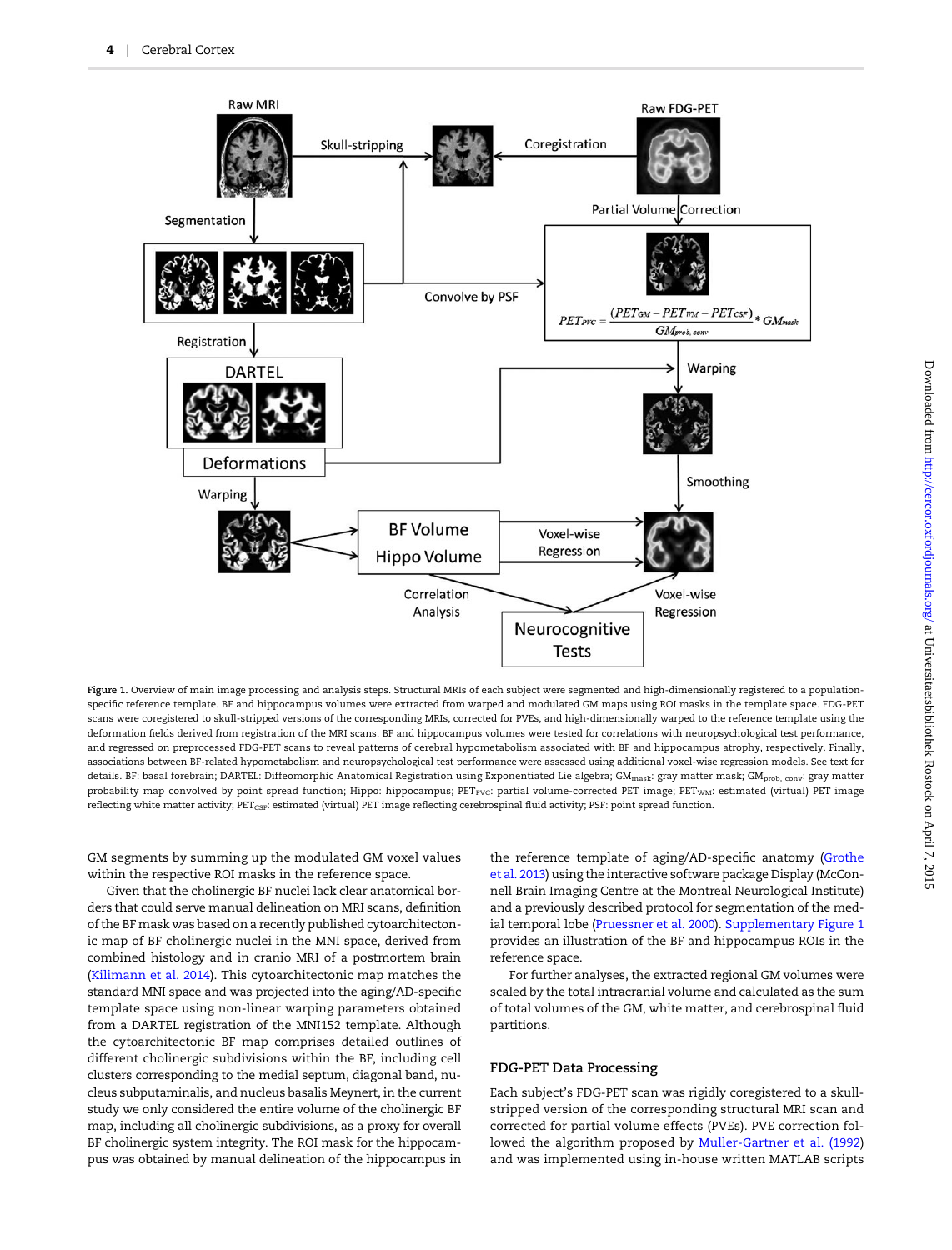**Figure 1.** Overview of main image processing and analysis steps. Structural MRIs of each subject were segmented and high-dimensionally registered to a population-specific reference template. BF and hippocampus volumes were extracted from warped and modulated GM maps using ROI masks in the template space. FDG-PET scans were coregistered to skull-stripped versions of the corresponding MRIs, corrected for PVEs, and high-dimensionally warped to the reference template using the deformation fields derived from registration of the MRI scans. BF and hippocampus volumes were tested for correlations with neuropsychological test performance, and regressed on preprocessed FDG-PET scans to reveal patterns of cerebral hypometabolism associated with BF and hippocampus atrophy, respectively. Finally, associations between BF-related hypometabolism and neuropsychological test performance were assessed using additional voxel-wise regression models. See text for details. BF: basal forebrain; DARTEL: Diffeomorphic Anatomical Registration using Exponentiated Lie algebra; $GM_{mask}$: gray matter mask; $GM_{prob,\ conv}$: gray matter probability map convolved by point spread function; Hippo: hippocampus; $PET_{PVC}$: partial volume-corrected PET image; $PET_{WM}$: estimated (virtual) PET image reflecting white matter activity; $PET_{CSF}$: estimated (virtual) PET image reflecting cerebrospinal fluid activity; PSF: point spread function.

GM segments by summing up the modulated GM voxel values within the respective ROI masks in the reference space.

Given that the cholinergic BF nuclei lack clear anatomical borders that could serve manual delineation on MRI scans, definition of the BF mask was based on a recently published cytoarchitectonic map of BF cholinergic nuclei in the MNI space, derived from combined histology and in cranio MRI of a postmortem brain (Kilimann et al. 2014). This cytoarchitectonic map matches the standard MNI space and was projected into the aging/AD-specific template space using non-linear warping parameters obtained from a DARTEL registration of the MNI152 template. Although the cytoarchitectonic BF map comprises detailed outlines of different cholinergic subdivisions within the BF, including cell clusters corresponding to the medial septum, diagonal band, nucleus subputaminalis, and nucleus basalis Meynert, in the current study we only considered the entire volume of the cholinergic BF map, including all cholinergic subdivisions, as a proxy for overall BF cholinergic system integrity. The ROI mask for the hippocampus was obtained by manual delineation of the hippocampus in the reference template of aging/AD-specific anatomy (Grothe et al. 2013) using the interactive software package Display (McConnell Brain Imaging Centre at the Montreal Neurological Institute) and a previously described protocol for segmentation of the medial temporal lobe (Pruessner et al. 2000). Supplementary Figure 1 provides an illustration of the BF and hippocampus ROIs in the reference space.

For further analyses, the extracted regional GM volumes were scaled by the total intracranial volume and calculated as the sum of total volumes of the GM, white matter, and cerebrospinal fluid partitions.

## FDG-PET Data Processing

Each subject's FDG-PET scan was rigidly coregistered to a skull-stripped version of the corresponding structural MRI scan and corrected for partial volume effects (PVEs). PVE correction followed the algorithm proposed by Muller-Gartner et al. (1992) and was implemented using in-house written MATLAB scripts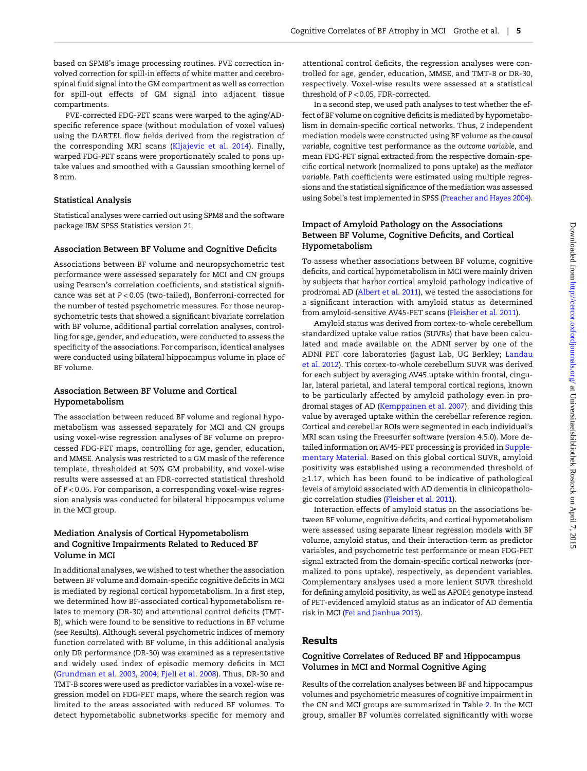based on SPM8's image processing routines. PVE correction involved correction for spill-in effects of white matter and cerebrospinal fluid signal into the GM compartment as well as correction for spill-out effects of GM signal into adjacent tissue compartments.

PVE-corrected FDG-PET scans were warped to the aging/AD-specific reference space (without modulation of voxel values) using the DARTEL flow fields derived from the registration of the corresponding MRI scans (Kljajevic et al. 2014). Finally, warped FDG-PET scans were proportionately scaled to pons uptake values and smoothed with a Gaussian smoothing kernel of 8 mm.

### Statistical Analysis

Statistical analyses were carried out using SPM8 and the software package IBM SPSS Statistics version 21.

#### Association Between BF Volume and Cognitive Deficits

Associations between BF volume and neuropsychometric test performance were assessed separately for MCI and CN groups using Pearson's correlation coefficients, and statistical significance was set at $P < 0.05$ (two-tailed), Bonferroni-corrected for the number of tested psychometric measures. For those neuropsychometric tests that showed a significant bivariate correlation with BF volume, additional partial correlation analyses, controlling for age, gender, and education, were conducted to assess the specificity of the associations. For comparison, identical analyses were conducted using bilateral hippocampus volume in place of BF volume.

#### Association Between BF Volume and Cortical Hypometabolism

The association between reduced BF volume and regional hypometabolism was assessed separately for MCI and CN groups using voxel-wise regression analyses of BF volume on preprocessed FDG-PET maps, controlling for age, gender, education, and MMSE. Analysis was restricted to a GM mask of the reference template, thresholded at 50% GM probability, and voxel-wise results were assessed at an FDR-corrected statistical threshold of $P < 0.05$. For comparison, a corresponding voxel-wise regression analysis was conducted for bilateral hippocampus volume in the MCI group.

#### Mediation Analysis of Cortical Hypometabolism and Cognitive Impairments Related to Reduced BF Volume in MCI

In additional analyses, we wished to test whether the association between BF volume and domain-specific cognitive deficits in MCI is mediated by regional cortical hypometabolism. In a first step, we determined how BF-associated cortical hypometabolism relates to memory (DR-30) and attentional control deficits (TMT-B), which were found to be sensitive to reductions in BF volume (see Results). Although several psychometric indices of memory function correlated with BF volume, in this additional analysis only DR performance (DR-30) was examined as a representative and widely used index of episodic memory deficits in MCI (Grundman et al. 2003, 2004; Fjell et al. 2008). Thus, DR-30 and TMT-B scores were used as predictor variables in a voxel-wise regression model on FDG-PET maps, where the search region was limited to the areas associated with reduced BF volumes. To detect hypometabolic subnetworks specific for memory and attentional control deficits, the regression analyses were controlled for age, gender, education, MMSE, and TMT-B or DR-30, respectively. Voxel-wise results were assessed at a statistical threshold of $P < 0.05$, FDR-corrected.

In a second step, we used path analyses to test whether the effect of BF volume on cognitive deficits is mediated by hypometabolism in domain-specific cortical networks. Thus, 2 independent mediation models were constructed using BF volume as the *causal variable*, cognitive test performance as the *outcome variable*, and mean FDG-PET signal extracted from the respective domain-specific cortical network (normalized to pons uptake) as the *mediator variable*. Path coefficients were estimated using multiple regressions and the statistical significance of the mediation was assessed using Sobel's test implemented in SPSS (Preacher and Hayes 2004).

#### Impact of Amyloid Pathology on the Associations Between BF Volume, Cognitive Deficits, and Cortical Hypometabolism

To assess whether associations between BF volume, cognitive deficits, and cortical hypometabolism in MCI were mainly driven by subjects that harbor cortical amyloid pathology indicative of prodromal AD (Albert et al. 2011), we tested the associations for a significant interaction with amyloid status as determined from amyloid-sensitive AV45-PET scans (Fleisher et al. 2011).

Amyloid status was derived from cortex-to-whole cerebellum standardized uptake value ratios (SUVRs) that have been calculated and made available on the ADNI server by one of the ADNI PET core laboratories (Jagust Lab, UC Berkley; Landau et al. 2012). This cortex-to-whole cerebellum SUVR was derived for each subject by averaging AV45 uptake within frontal, cingular, lateral parietal, and lateral temporal cortical regions, known to be particularly affected by amyloid pathology even in prodromal stages of AD (Kemppainen et al. 2007), and dividing this value by averaged uptake within the cerebellar reference region. Cortical and cerebellar ROIs were segmented in each individual's MRI scan using the Freesurfer software (version 4.5.0). More detailed information on AV45-PET processing is provided in Supplementary Material. Based on this global cortical SUVR, amyloid positivity was established using a recommended threshold of ≥1.17, which has been found to be indicative of pathological levels of amyloid associated with AD dementia in clinicopathologic correlation studies (Fleisher et al. 2011).

Interaction effects of amyloid status on the associations between BF volume, cognitive deficits, and cortical hypometabolism were assessed using separate linear regression models with BF volume, amyloid status, and their interaction term as predictor variables, and psychometric test performance or mean FDG-PET signal extracted from the domain-specific cortical networks (normalized to pons uptake), respectively, as dependent variables. Complementary analyses used a more lenient SUVR threshold for defining amyloid positivity, as well as APOE4 genotype instead of PET-evidenced amyloid status as an indicator of AD dementia risk in MCI (Fei and Jianhua 2013).

## Results

### Cognitive Correlates of Reduced BF and Hippocampus Volumes in MCI and Normal Cognitive Aging

Results of the correlation analyses between BF and hippocampus volumes and psychometric measures of cognitive impairment in the CN and MCI groups are summarized in Table 2. In the MCI group, smaller BF volumes correlated significantly with worse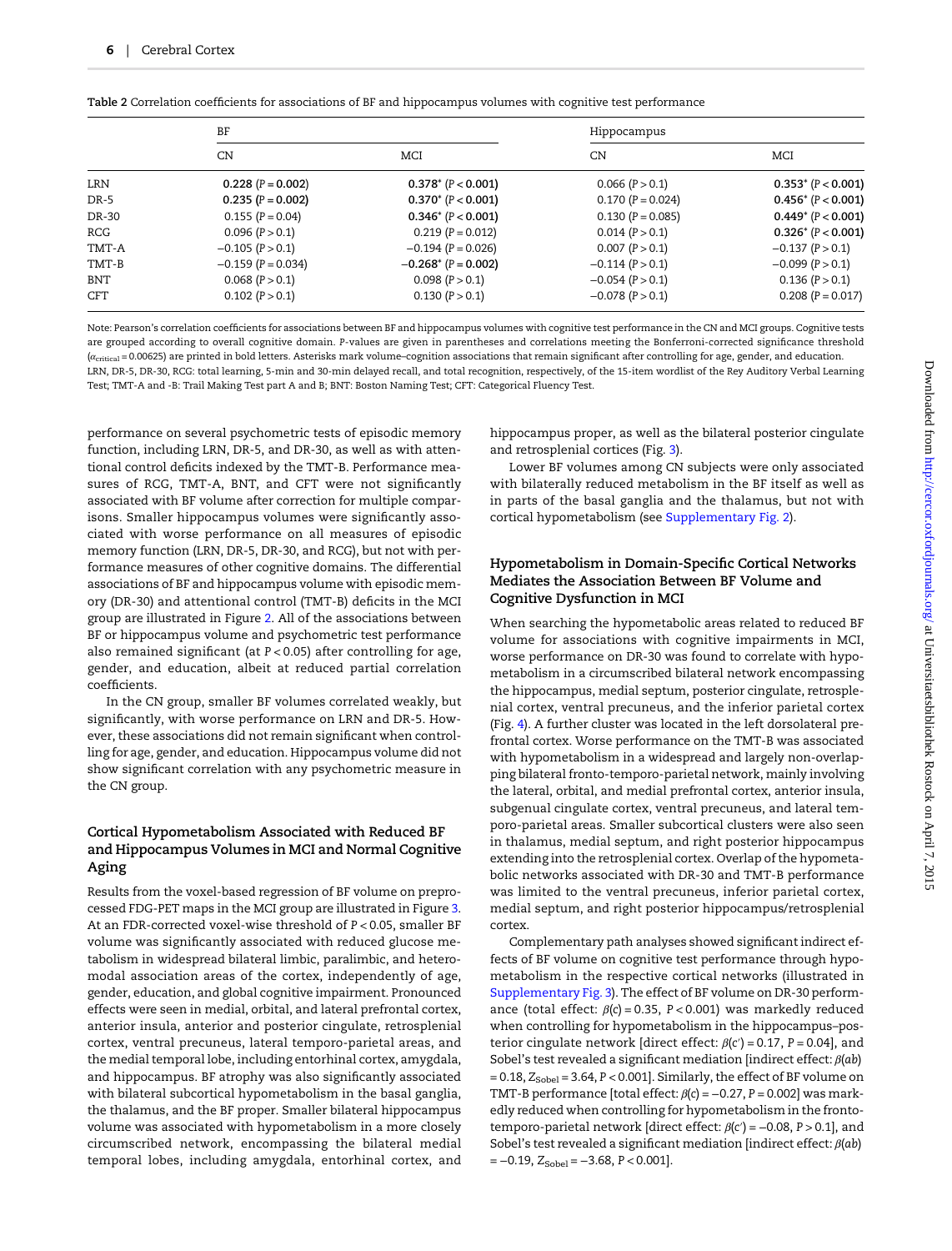Table 2 Correlation coefficients for associations of BF and hippocampus volumes with cognitive test performance

| | BF | | Hippocampus | |
|---|---|---|---|---|
| | CN | MCI | CN | MCI |
| LRN | **0.228 ($P = 0.002$)** | **0.378* ($P < 0.001$)** | 0.066 ($P > 0.1$) | **0.353* ($P < 0.001$)** |
| DR-5 | **0.235 ($P = 0.002$)** | **0.370* ($P < 0.001$)** | 0.170 ($P = 0.024$) | **0.456* ($P < 0.001$)** |
| DR-30 | 0.155 ($P = 0.04$) | **0.346* ($P < 0.001$)** | 0.130 ($P = 0.085$) | **0.449* ($P < 0.001$)** |
| RCG | 0.096 ($P > 0.1$) | 0.219 ($P = 0.012$) | 0.014 ($P > 0.1$) | **0.326* ($P < 0.001$)** |
| TMT-A | −0.105 ($P > 0.1$) | −0.194 ($P = 0.026$) | 0.007 ($P > 0.1$) | −0.137 ($P > 0.1$) |
| TMT-B | −0.159 ($P = 0.034$) | **−0.268* ($P = 0.002$)** | −0.114 ($P > 0.1$) | −0.099 ($P > 0.1$) |
| BNT | 0.068 ($P > 0.1$) | 0.098 ($P > 0.1$) | −0.054 ($P > 0.1$) | 0.136 ($P > 0.1$) |
| CFT | 0.102 ($P > 0.1$) | 0.130 ($P > 0.1$) | −0.078 ($P > 0.1$) | 0.208 ($P = 0.017$) |

Note: Pearson's correlation coefficients for associations between BF and hippocampus volumes with cognitive test performance in the CN and MCI groups. Cognitive tests are grouped according to overall cognitive domain. P-values are given in parentheses and correlations meeting the Bonferroni-corrected significance threshold ($\alpha_{critical} = 0.00625$) are printed in bold letters. Asterisks mark volume–cognition associations that remain significant after controlling for age, gender, and education.
LRN, DR-5, DR-30, RCG: total learning, 5-min and 30-min delayed recall, and total recognition, respectively, of the 15-item wordlist of the Rey Auditory Verbal Learning Test; TMT-A and -B: Trail Making Test part A and B; BNT: Boston Naming Test; CFT: Categorical Fluency Test.

performance on several psychometric tests of episodic memory function, including LRN, DR-5, DR-30, as well as with attentional control deficits indexed by the TMT-B. Performance measures of RCG, TMT-A, BNT, and CFT were not significantly associated with BF volume after correction for multiple comparisons. Smaller hippocampus volumes were significantly associated with worse performance on all measures of episodic memory function (LRN, DR-5, DR-30, and RCG), but not with performance measures of other cognitive domains. The differential associations of BF and hippocampus volume with episodic memory (DR-30) and attentional control (TMT-B) deficits in the MCI group are illustrated in Figure 2. All of the associations between BF or hippocampus volume and psychometric test performance also remained significant (at $P < 0.05$) after controlling for age, gender, and education, albeit at reduced partial correlation coefficients.

In the CN group, smaller BF volumes correlated weakly, but significantly, with worse performance on LRN and DR-5. However, these associations did not remain significant when controlling for age, gender, and education. Hippocampus volume did not show significant correlation with any psychometric measure in the CN group.

### Cortical Hypometabolism Associated with Reduced BF and Hippocampus Volumes in MCI and Normal Cognitive Aging

Results from the voxel-based regression of BF volume on preprocessed FDG-PET maps in the MCI group are illustrated in Figure 3. At an FDR-corrected voxel-wise threshold of $P < 0.05$, smaller BF volume was significantly associated with reduced glucose metabolism in widespread bilateral limbic, paralimbic, and heteromodal association areas of the cortex, independently of age, gender, education, and global cognitive impairment. Pronounced effects were seen in medial, orbital, and lateral prefrontal cortex, anterior insula, anterior and posterior cingulate, retrosplenial cortex, ventral precuneus, lateral temporo-parietal areas, and the medial temporal lobe, including entorhinal cortex, amygdala, and hippocampus. BF atrophy was also significantly associated with bilateral subcortical hypometabolism in the basal ganglia, the thalamus, and the BF proper. Smaller bilateral hippocampus volume was associated with hypometabolism in a more closely circumscribed network, encompassing the bilateral medial temporal lobes, including amygdala, entorhinal cortex, and hippocampus proper, as well as the bilateral posterior cingulate and retrosplenial cortices (Fig. 3).

Lower BF volumes among CN subjects were only associated with bilaterally reduced metabolism in the BF itself as well as in parts of the basal ganglia and the thalamus, but not with cortical hypometabolism (see Supplementary Fig. 2).

### Hypometabolism in Domain-Specific Cortical Networks Mediates the Association Between BF Volume and Cognitive Dysfunction in MCI

When searching the hypometabolic areas related to reduced BF volume for associations with cognitive impairments in MCI, worse performance on DR-30 was found to correlate with hypometabolism in a circumscribed bilateral network encompassing the hippocampus, medial septum, posterior cingulate, retrosplenial cortex, ventral precuneus, and the inferior parietal cortex (Fig. 4). A further cluster was located in the left dorsolateral prefrontal cortex. Worse performance on the TMT-B was associated with hypometabolism in a widespread and largely non-overlapping bilateral fronto-temporo-parietal network, mainly involving the lateral, orbital, and medial prefrontal cortex, anterior insula, subgenual cingulate cortex, ventral precuneus, and lateral temporo-parietal areas. Smaller subcortical clusters were also seen in thalamus, medial septum, and right posterior hippocampus extending into the retrosplenial cortex. Overlap of the hypometabolic networks associated with DR-30 and TMT-B performance was limited to the ventral precuneus, inferior parietal cortex, medial septum, and right posterior hippocampus/retrosplenial cortex.

Complementary path analyses showed significant indirect effects of BF volume on cognitive test performance through hypometabolism in the respective cortical networks (illustrated in Supplementary Fig. 3). The effect of BF volume on DR-30 performance (total effect: $\beta(c) = 0.35$, $P < 0.001$) was markedly reduced when controlling for hypometabolism in the hippocampus–posterior cingulate network [direct effect: $\beta(c') = 0.17$, $P = 0.04$], and Sobel's test revealed a significant mediation [indirect effect: $\beta(ab) = 0.18$, $Z_{Sobel} = 3.64$, $P < 0.001$]. Similarly, the effect of BF volume on TMT-B performance [total effect: $\beta(c) = -0.27$, $P = 0.002$] was markedly reduced when controlling for hypometabolism in the fronto-temporo-parietal network [direct effect: $\beta(c') = -0.08$, $P > 0.1$], and Sobel's test revealed a significant mediation [indirect effect: $\beta(ab) = -0.19$, $Z_{Sobel} = -3.68$, $P < 0.001$].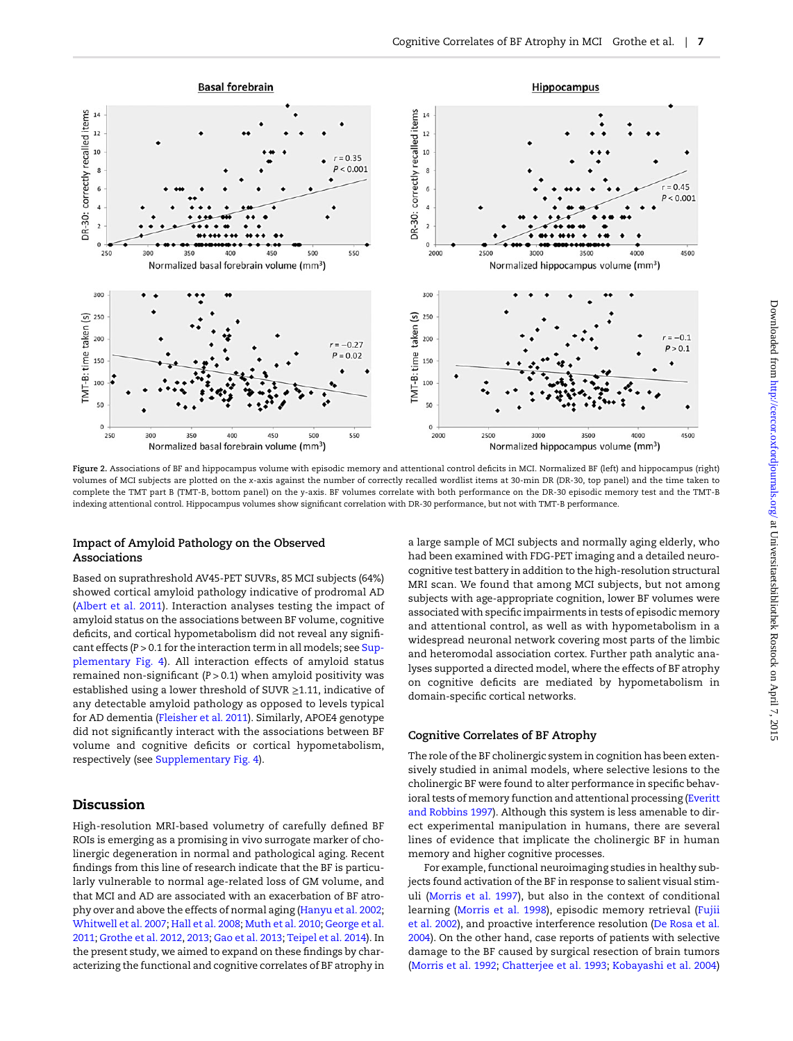Figure 2. Associations of BF and hippocampus volume with episodic memory and attentional control deficits in MCI. Normalized BF (left) and hippocampus (right) volumes of MCI subjects are plotted on the x-axis against the number of correctly recalled wordlist items at 30-min DR (DR-30, top panel) and the time taken to complete the TMT part B (TMT-B, bottom panel) on the y-axis. BF volumes correlate with both performance on the DR-30 episodic memory test and the TMT-B indexing attentional control. Hippocampus volumes show significant correlation with DR-30 performance, but not with TMT-B performance.

### Impact of Amyloid Pathology on the Observed Associations

Based on suprathreshold AV45-PET SUVRs, 85 MCI subjects (64%) showed cortical amyloid pathology indicative of prodromal AD (Albert et al. 2011). Interaction analyses testing the impact of amyloid status on the associations between BF volume, cognitive deficits, and cortical hypometabolism did not reveal any significant effects ($P > 0.1$ for the interaction term in all models; see Supplementary Fig. 4). All interaction effects of amyloid status remained non-significant ($P > 0.1$) when amyloid positivity was established using a lower threshold of SUVR ≥1.11, indicative of any detectable amyloid pathology as opposed to levels typical for AD dementia (Fleisher et al. 2011). Similarly, APOE4 genotype did not significantly interact with the associations between BF volume and cognitive deficits or cortical hypometabolism, respectively (see Supplementary Fig. 4).

## Discussion

High-resolution MRI-based volumetry of carefully defined BF ROIs is emerging as a promising in vivo surrogate marker of cholinergic degeneration in normal and pathological aging. Recent findings from this line of research indicate that the BF is particularly vulnerable to normal age-related loss of GM volume, and that MCI and AD are associated with an exacerbation of BF atrophy over and above the effects of normal aging (Hanyu et al. 2002; Whitwell et al. 2007; Hall et al. 2008; Muth et al. 2010; George et al. 2011; Grothe et al. 2012, 2013; Gao et al. 2013; Teipel et al. 2014). In the present study, we aimed to expand on these findings by characterizing the functional and cognitive correlates of BF atrophy in a large sample of MCI subjects and normally aging elderly, who had been examined with FDG-PET imaging and a detailed neurocognitive test battery in addition to the high-resolution structural MRI scan. We found that among MCI subjects, but not among subjects with age-appropriate cognition, lower BF volumes were associated with specific impairments in tests of episodic memory and attentional control, as well as with hypometabolism in a widespread neuronal network covering most parts of the limbic and heteromodal association cortex. Further path analytic analyses supported a directed model, where the effects of BF atrophy on cognitive deficits are mediated by hypometabolism in domain-specific cortical networks.

### Cognitive Correlates of BF Atrophy

The role of the BF cholinergic system in cognition has been extensively studied in animal models, where selective lesions to the cholinergic BF were found to alter performance in specific behavioral tests of memory function and attentional processing (Everitt and Robbins 1997). Although this system is less amenable to direct experimental manipulation in humans, there are several lines of evidence that implicate the cholinergic BF in human memory and higher cognitive processes.

For example, functional neuroimaging studies in healthy subjects found activation of the BF in response to salient visual stimuli (Morris et al. 1997), but also in the context of conditional learning (Morris et al. 1998), episodic memory retrieval (Fujii et al. 2002), and proactive interference resolution (De Rosa et al. 2004). On the other hand, case reports of patients with selective damage to the BF caused by surgical resection of brain tumors (Morris et al. 1992; Chatterjee et al. 1993; Kobayashi et al. 2004)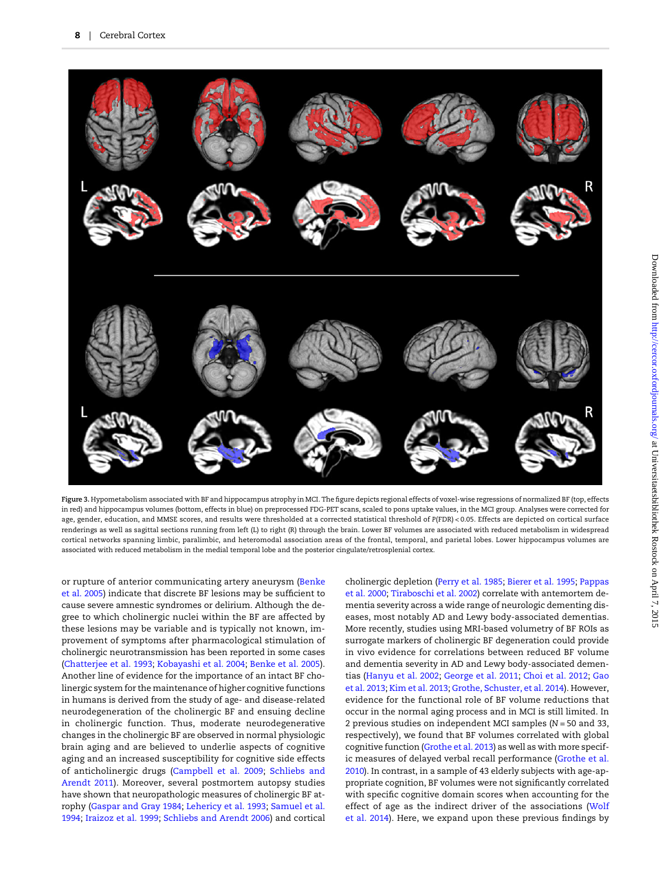**Figure 3.** Hypometabolism associated with BF and hippocampus atrophy in MCI. The figure depicts regional effects of voxel-wise regressions of normalized BF (top, effects in red) and hippocampus volumes (bottom, effects in blue) on preprocessed FDG-PET scans, scaled to pons uptake values, in the MCI group. Analyses were corrected for age, gender, education, and MMSE scores, and results were thresholded at a corrected statistical threshold of $P(\text{FDR}) < 0.05$. Effects are depicted on cortical surface renderings as well as sagittal sections running from left (L) to right (R) through the brain. Lower BF volumes are associated with reduced metabolism in widespread cortical networks spanning limbic, paralimbic, and heteromodal association areas of the frontal, temporal, and parietal lobes. Lower hippocampus volumes are associated with reduced metabolism in the medial temporal lobe and the posterior cingulate/retrosplenial cortex.

or rupture of anterior communicating artery aneurysm (Benke et al. 2005) indicate that discrete BF lesions may be sufficient to cause severe amnestic syndromes or delirium. Although the degree to which cholinergic nuclei within the BF are affected by these lesions may be variable and is typically not known, improvement of symptoms after pharmacological stimulation of cholinergic neurotransmission has been reported in some cases (Chatterjee et al. 1993; Kobayashi et al. 2004; Benke et al. 2005). Another line of evidence for the importance of an intact BF cholinergic system for the maintenance of higher cognitive functions in humans is derived from the study of age- and disease-related neurodegeneration of the cholinergic BF and ensuing decline in cholinergic function. Thus, moderate neurodegenerative changes in the cholinergic BF are observed in normal physiologic brain aging and are believed to underlie aspects of cognitive aging and an increased susceptibility for cognitive side effects of anticholinergic drugs (Campbell et al. 2009; Schliebs and Arendt 2011). Moreover, several postmortem autopsy studies have shown that neuropathologic measures of cholinergic BF atrophy (Gaspar and Gray 1984; Lehericy et al. 1993; Samuel et al. 1994; Iraizoz et al. 1999; Schliebs and Arendt 2006) and cortical cholinergic depletion (Perry et al. 1985; Bierer et al. 1995; Pappas et al. 2000; Tiraboschi et al. 2002) correlate with antemortem dementia severity across a wide range of neurologic dementing diseases, most notably AD and Lewy body-associated dementias. More recently, studies using MRI-based volumetry of BF ROIs as surrogate markers of cholinergic BF degeneration could provide in vivo evidence for correlations between reduced BF volume and dementia severity in AD and Lewy body-associated dementias (Hanyu et al. 2002; George et al. 2011; Choi et al. 2012; Gao et al. 2013; Kim et al. 2013; Grothe, Schuster, et al. 2014). However, evidence for the functional role of BF volume reductions that occur in the normal aging process and in MCI is still limited. In 2 previous studies on independent MCI samples (N = 50 and 33, respectively), we found that BF volumes correlated with global cognitive function (Grothe et al. 2013) as well as with more specific measures of delayed verbal recall performance (Grothe et al. 2010). In contrast, in a sample of 43 elderly subjects with age-appropriate cognition, BF volumes were not significantly correlated with specific cognitive domain scores when accounting for the effect of age as the indirect driver of the associations (Wolf et al. 2014). Here, we expand upon these previous findings by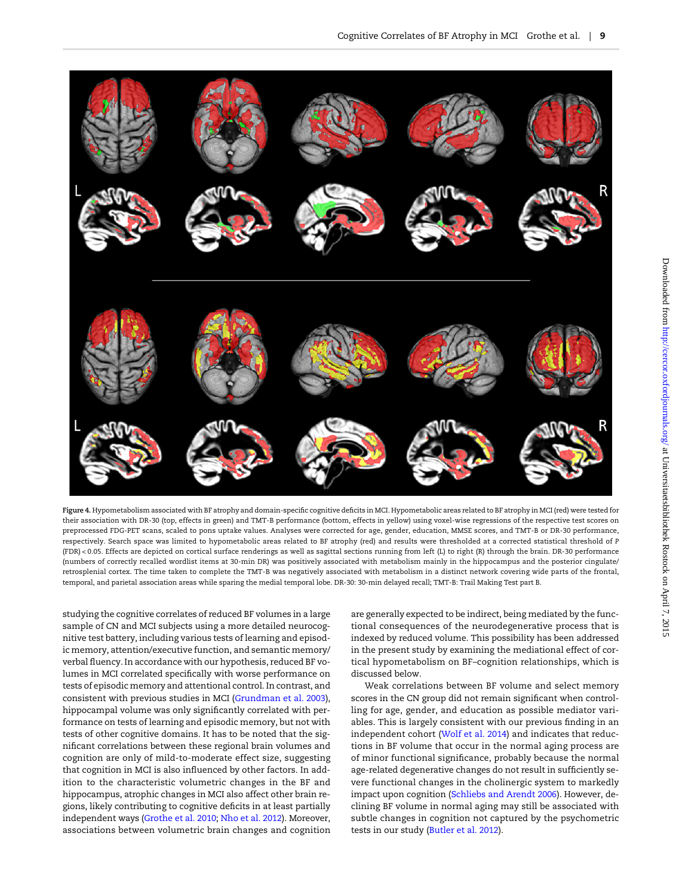**Figure 4.** Hypometabolism associated with BF atrophy and domain-specific cognitive deficits in MCI. Hypometabolic areas related to BF atrophy in MCI (red) were tested for their association with DR-30 (top, effects in green) and TMT-B performance (bottom, effects in yellow) using voxel-wise regressions of the respective test scores on preprocessed FDG-PET scans, scaled to pons uptake values. Analyses were corrected for age, gender, education, MMSE scores, and TMT-B or DR-30 performance, respectively. Search space was limited to hypometabolic areas related to BF atrophy (red) and results were thresholded at a corrected statistical threshold of P (FDR) < 0.05. Effects are depicted on cortical surface renderings as well as sagittal sections running from left (L) to right (R) through the brain. DR-30 performance (numbers of correctly recalled wordlist items at 30-min DR) was positively associated with metabolism mainly in the hippocampus and the posterior cingulate/retrosplenial cortex. The time taken to complete the TMT-B was negatively associated with metabolism in a distinct network covering wide parts of the frontal, temporal, and parietal association areas while sparing the medial temporal lobe. DR-30: 30-min delayed recall; TMT-B: Trail Making Test part B.

studying the cognitive correlates of reduced BF volumes in a large sample of CN and MCI subjects using a more detailed neurocognitive test battery, including various tests of learning and episodic memory, attention/executive function, and semantic memory/verbal fluency. In accordance with our hypothesis, reduced BF volumes in MCI correlated specifically with worse performance on tests of episodic memory and attentional control. In contrast, and consistent with previous studies in MCI (Grundman et al. 2003), hippocampal volume was only significantly correlated with performance on tests of learning and episodic memory, but not with tests of other cognitive domains. It has to be noted that the significant correlations between these regional brain volumes and cognition are only of mild-to-moderate effect size, suggesting that cognition in MCI is also influenced by other factors. In addition to the characteristic volumetric changes in the BF and hippocampus, atrophic changes in MCI also affect other brain regions, likely contributing to cognitive deficits in at least partially independent ways (Grothe et al. 2010; Nho et al. 2012). Moreover, associations between volumetric brain changes and cognition are generally expected to be indirect, being mediated by the functional consequences of the neurodegenerative process that is indexed by reduced volume. This possibility has been addressed in the present study by examining the mediational effect of cortical hypometabolism on BF–cognition relationships, which is discussed below.

Weak correlations between BF volume and select memory scores in the CN group did not remain significant when controlling for age, gender, and education as possible mediator variables. This is largely consistent with our previous finding in an independent cohort (Wolf et al. 2014) and indicates that reductions in BF volume that occur in the normal aging process are of minor functional significance, probably because the normal age-related degenerative changes do not result in sufficiently severe functional changes in the cholinergic system to markedly impact upon cognition (Schliebs and Arendt 2006). However, declining BF volume in normal aging may still be associated with subtle changes in cognition not captured by the psychometric tests in our study (Butler et al. 2012).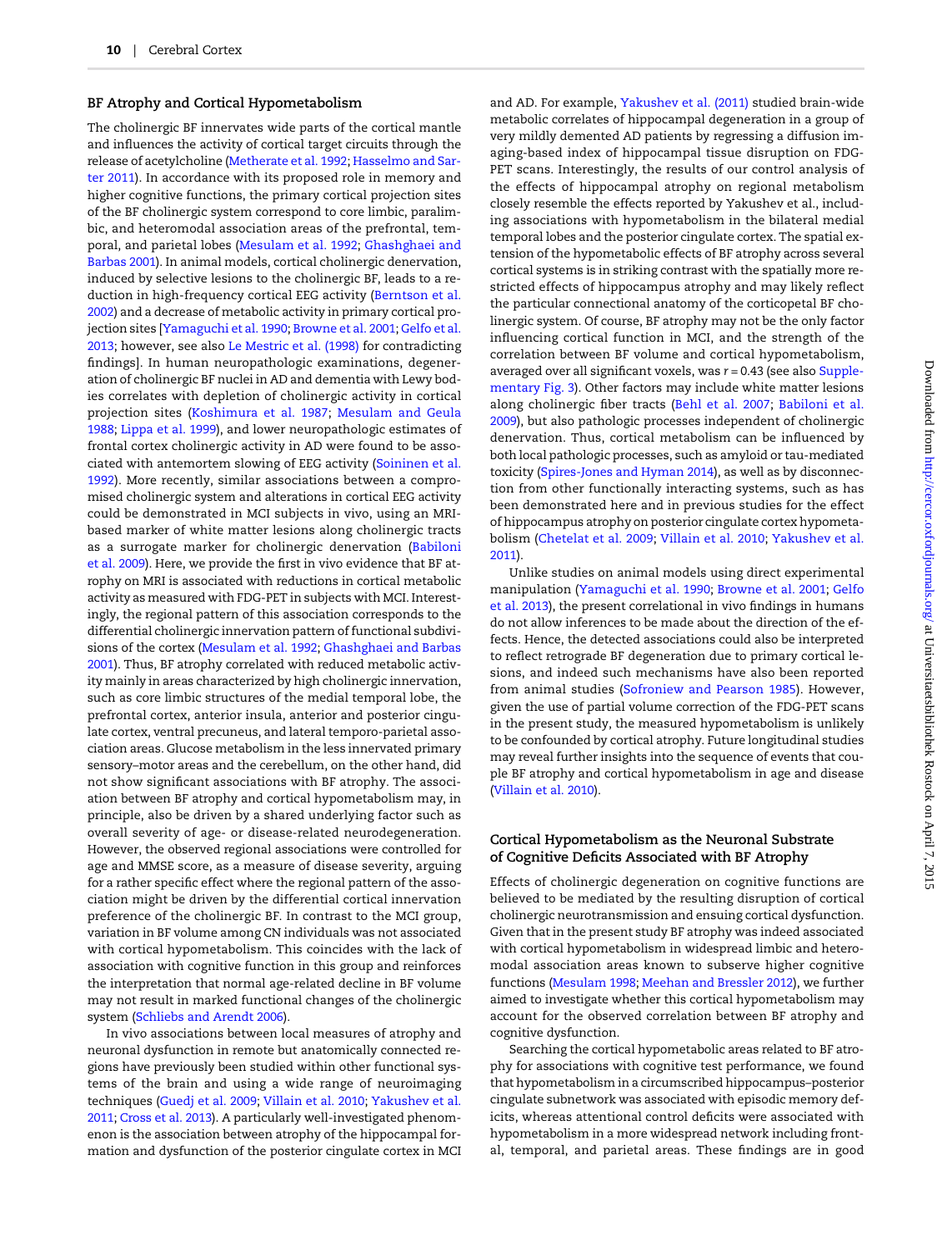### BF Atrophy and Cortical Hypometabolism

The cholinergic BF innervates wide parts of the cortical mantle and influences the activity of cortical target circuits through the release of acetylcholine (Metherate et al. 1992; Hasselmo and Sarter 2011). In accordance with its proposed role in memory and higher cognitive functions, the primary cortical projection sites of the BF cholinergic system correspond to core limbic, paralimbic, and heteromodal association areas of the prefrontal, temporal, and parietal lobes (Mesulam et al. 1992; Ghashghaei and Barbas 2001). In animal models, cortical cholinergic denervation, induced by selective lesions to the cholinergic BF, leads to a reduction in high-frequency cortical EEG activity (Berntson et al. 2002) and a decrease of metabolic activity in primary cortical projection sites [Yamaguchi et al. 1990; Browne et al. 2001; Gelfo et al. 2013; however, see also Le Mestric et al. (1998) for contradicting findings]. In human neuropathologic examinations, degeneration of cholinergic BF nuclei in AD and dementia with Lewy bodies correlates with depletion of cholinergic activity in cortical projection sites (Koshimura et al. 1987; Mesulam and Geula 1988; Lippa et al. 1999), and lower neuropathologic estimates of frontal cortex cholinergic activity in AD were found to be associated with antemortem slowing of EEG activity (Soininen et al. 1992). More recently, similar associations between a compromised cholinergic system and alterations in cortical EEG activity could be demonstrated in MCI subjects in vivo, using an MRI-based marker of white matter lesions along cholinergic tracts as a surrogate marker for cholinergic denervation (Babiloni et al. 2009). Here, we provide the first in vivo evidence that BF atrophy on MRI is associated with reductions in cortical metabolic activity as measured with FDG-PET in subjects with MCI. Interestingly, the regional pattern of this association corresponds to the differential cholinergic innervation pattern of functional subdivisions of the cortex (Mesulam et al. 1992; Ghashghaei and Barbas 2001). Thus, BF atrophy correlated with reduced metabolic activity mainly in areas characterized by high cholinergic innervation, such as core limbic structures of the medial temporal lobe, the prefrontal cortex, anterior insula, anterior and posterior cingulate cortex, ventral precuneus, and lateral temporo-parietal association areas. Glucose metabolism in the less innervated primary sensory–motor areas and the cerebellum, on the other hand, did not show significant associations with BF atrophy. The association between BF atrophy and cortical hypometabolism may, in principle, also be driven by a shared underlying factor such as overall severity of age- or disease-related neurodegeneration. However, the observed regional associations were controlled for age and MMSE score, as a measure of disease severity, arguing for a rather specific effect where the regional pattern of the association might be driven by the differential cortical innervation preference of the cholinergic BF. In contrast to the MCI group, variation in BF volume among CN individuals was not associated with cortical hypometabolism. This coincides with the lack of association with cognitive function in this group and reinforces the interpretation that normal age-related decline in BF volume may not result in marked functional changes of the cholinergic system (Schliebs and Arendt 2006).

In vivo associations between local measures of atrophy and neuronal dysfunction in remote but anatomically connected regions have previously been studied within other functional systems of the brain and using a wide range of neuroimaging techniques (Guedj et al. 2009; Villain et al. 2010; Yakushev et al. 2011; Cross et al. 2013). A particularly well-investigated phenomenon is the association between atrophy of the hippocampal formation and dysfunction of the posterior cingulate cortex in MCI and AD. For example, Yakushev et al. (2011) studied brain-wide metabolic correlates of hippocampal degeneration in a group of very mildly demented AD patients by regressing a diffusion imaging-based index of hippocampal tissue disruption on FDG-PET scans. Interestingly, the results of our control analysis of the effects of hippocampal atrophy on regional metabolism closely resemble the effects reported by Yakushev et al., including associations with hypometabolism in the bilateral medial temporal lobes and the posterior cingulate cortex. The spatial extension of the hypometabolic effects of BF atrophy across several cortical systems is in striking contrast with the spatially more restricted effects of hippocampus atrophy and may likely reflect the particular connectional anatomy of the corticopetal BF cholinergic system. Of course, BF atrophy may not be the only factor influencing cortical function in MCI, and the strength of the correlation between BF volume and cortical hypometabolism, averaged over all significant voxels, was $r = 0.43$ (see also Supplementary Fig. 3). Other factors may include white matter lesions along cholinergic fiber tracts (Behl et al. 2007; Babiloni et al. 2009), but also pathologic processes independent of cholinergic denervation. Thus, cortical metabolism can be influenced by both local pathologic processes, such as amyloid or tau-mediated toxicity (Spires-Jones and Hyman 2014), as well as by disconnection from other functionally interacting systems, such as has been demonstrated here and in previous studies for the effect of hippocampus atrophy on posterior cingulate cortex hypometabolism (Chetelat et al. 2009; Villain et al. 2010; Yakushev et al. 2011).

Unlike studies on animal models using direct experimental manipulation (Yamaguchi et al. 1990; Browne et al. 2001; Gelfo et al. 2013), the present correlational in vivo findings in humans do not allow inferences to be made about the direction of the effects. Hence, the detected associations could also be interpreted to reflect retrograde BF degeneration due to primary cortical lesions, and indeed such mechanisms have also been reported from animal studies (Sofroniew and Pearson 1985). However, given the use of partial volume correction of the FDG-PET scans in the present study, the measured hypometabolism is unlikely to be confounded by cortical atrophy. Future longitudinal studies may reveal further insights into the sequence of events that couple BF atrophy and cortical hypometabolism in age and disease (Villain et al. 2010).

### Cortical Hypometabolism as the Neuronal Substrate of Cognitive Deficits Associated with BF Atrophy

Effects of cholinergic degeneration on cognitive functions are believed to be mediated by the resulting disruption of cortical cholinergic neurotransmission and ensuing cortical dysfunction. Given that in the present study BF atrophy was indeed associated with cortical hypometabolism in widespread limbic and heteromodal association areas known to subserve higher cognitive functions (Mesulam 1998; Meehan and Bressler 2012), we further aimed to investigate whether this cortical hypometabolism may account for the observed correlation between BF atrophy and cognitive dysfunction.

Searching the cortical hypometabolic areas related to BF atrophy for associations with cognitive test performance, we found that hypometabolism in a circumscribed hippocampus–posterior cingulate subnetwork was associated with episodic memory deficits, whereas attentional control deficits were associated with hypometabolism in a more widespread network including frontal, temporal, and parietal areas. These findings are in good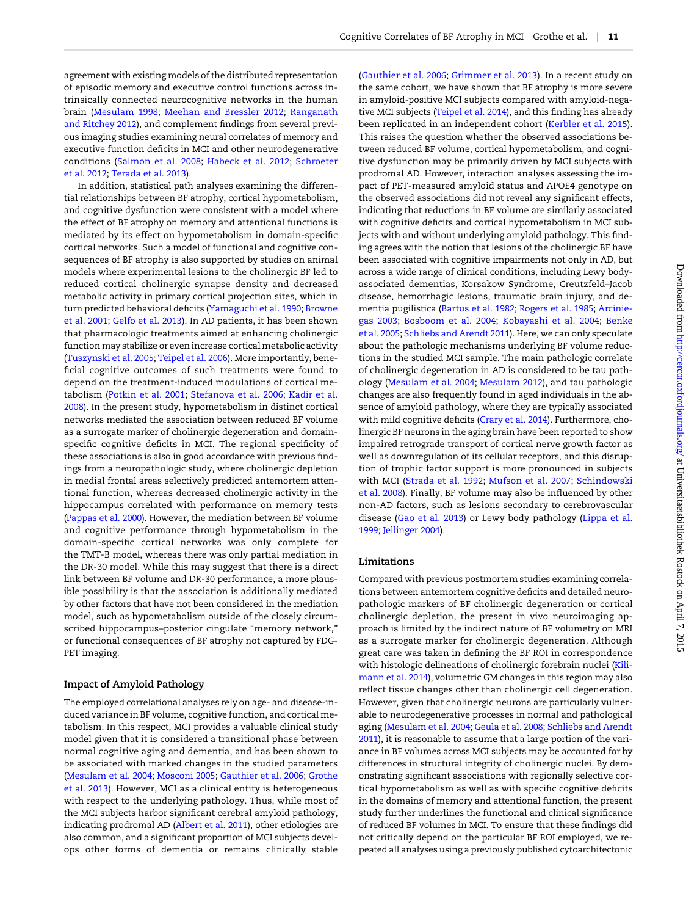agreement with existing models of the distributed representation of episodic memory and executive control functions across intrinsically connected neurocognitive networks in the human brain (Mesulam 1998; Meehan and Bressler 2012; Ranganath and Ritchey 2012), and complement findings from several previous imaging studies examining neural correlates of memory and executive function deficits in MCI and other neurodegenerative conditions (Salmon et al. 2008; Habeck et al. 2012; Schroeter et al. 2012; Terada et al. 2013).

In addition, statistical path analyses examining the differential relationships between BF atrophy, cortical hypometabolism, and cognitive dysfunction were consistent with a model where the effect of BF atrophy on memory and attentional functions is mediated by its effect on hypometabolism in domain-specific cortical networks. Such a model of functional and cognitive consequences of BF atrophy is also supported by studies on animal models where experimental lesions to the cholinergic BF led to reduced cortical cholinergic synapse density and decreased metabolic activity in primary cortical projection sites, which in turn predicted behavioral deficits (Yamaguchi et al. 1990; Browne et al. 2001; Gelfo et al. 2013). In AD patients, it has been shown that pharmacologic treatments aimed at enhancing cholinergic function may stabilize or even increase cortical metabolic activity (Tuszynski et al. 2005; Teipel et al. 2006). More importantly, beneficial cognitive outcomes of such treatments were found to depend on the treatment-induced modulations of cortical metabolism (Potkin et al. 2001; Stefanova et al. 2006; Kadir et al. 2008). In the present study, hypometabolism in distinct cortical networks mediated the association between reduced BF volume as a surrogate marker of cholinergic degeneration and domain-specific cognitive deficits in MCI. The regional specificity of these associations is also in good accordance with previous findings from a neuropathologic study, where cholinergic depletion in medial frontal areas selectively predicted antemortem attentional function, whereas decreased cholinergic activity in the hippocampus correlated with performance on memory tests (Pappas et al. 2000). However, the mediation between BF volume and cognitive performance through hypometabolism in the domain-specific cortical networks was only complete for the TMT-B model, whereas there was only partial mediation in the DR-30 model. While this may suggest that there is a direct link between BF volume and DR-30 performance, a more plausible possibility is that the association is additionally mediated by other factors that have not been considered in the mediation model, such as hypometabolism outside of the closely circumscribed hippocampus–posterior cingulate "memory network," or functional consequences of BF atrophy not captured by FDG-PET imaging.

## Impact of Amyloid Pathology

The employed correlational analyses rely on age- and disease-induced variance in BF volume, cognitive function, and cortical metabolism. In this respect, MCI provides a valuable clinical study model given that it is considered a transitional phase between normal cognitive aging and dementia, and has been shown to be associated with marked changes in the studied parameters (Mesulam et al. 2004; Mosconi 2005; Gauthier et al. 2006; Grothe et al. 2013). However, MCI as a clinical entity is heterogeneous with respect to the underlying pathology. Thus, while most of the MCI subjects harbor significant cerebral amyloid pathology, indicating prodromal AD (Albert et al. 2011), other etiologies are also common, and a significant proportion of MCI subjects develops other forms of dementia or remains clinically stable (Gauthier et al. 2006; Grimmer et al. 2013). In a recent study on the same cohort, we have shown that BF atrophy is more severe in amyloid-positive MCI subjects compared with amyloid-negative MCI subjects (Teipel et al. 2014), and this finding has already been replicated in an independent cohort (Kerbler et al. 2015). This raises the question whether the observed associations between reduced BF volume, cortical hypometabolism, and cognitive dysfunction may be primarily driven by MCI subjects with prodromal AD. However, interaction analyses assessing the impact of PET-measured amyloid status and APOE4 genotype on the observed associations did not reveal any significant effects, indicating that reductions in BF volume are similarly associated with cognitive deficits and cortical hypometabolism in MCI subjects with and without underlying amyloid pathology. This finding agrees with the notion that lesions of the cholinergic BF have been associated with cognitive impairments not only in AD, but across a wide range of clinical conditions, including Lewy body-associated dementias, Korsakow Syndrome, Creutzfeld–Jacob disease, hemorrhagic lesions, traumatic brain injury, and dementia pugilistica (Bartus et al. 1982; Rogers et al. 1985; Arciniegas 2003; Bosboom et al. 2004; Kobayashi et al. 2004; Benke et al. 2005; Schliebs and Arendt 2011). Here, we can only speculate about the pathologic mechanisms underlying BF volume reductions in the studied MCI sample. The main pathologic correlate of cholinergic degeneration in AD is considered to be tau pathology (Mesulam et al. 2004; Mesulam 2012), and tau pathologic changes are also frequently found in aged individuals in the absence of amyloid pathology, where they are typically associated with mild cognitive deficits (Crary et al. 2014). Furthermore, cholinergic BF neurons in the aging brain have been reported to show impaired retrograde transport of cortical nerve growth factor as well as downregulation of its cellular receptors, and this disruption of trophic factor support is more pronounced in subjects with MCI (Strada et al. 1992; Mufson et al. 2007; Schindowski et al. 2008). Finally, BF volume may also be influenced by other non-AD factors, such as lesions secondary to cerebrovascular disease (Gao et al. 2013) or Lewy body pathology (Lippa et al. 1999; Jellinger 2004).

## Limitations

Compared with previous postmortem studies examining correlations between antemortem cognitive deficits and detailed neuropathologic markers of BF cholinergic degeneration or cortical cholinergic depletion, the present in vivo neuroimaging approach is limited by the indirect nature of BF volumetry on MRI as a surrogate marker for cholinergic degeneration. Although great care was taken in defining the BF ROI in correspondence with histologic delineations of cholinergic forebrain nuclei (Kilimann et al. 2014), volumetric GM changes in this region may also reflect tissue changes other than cholinergic cell degeneration. However, given that cholinergic neurons are particularly vulnerable to neurodegenerative processes in normal and pathological aging (Mesulam et al. 2004; Geula et al. 2008; Schliebs and Arendt 2011), it is reasonable to assume that a large portion of the variance in BF volumes across MCI subjects may be accounted for by differences in structural integrity of cholinergic nuclei. By demonstrating significant associations with regionally selective cortical hypometabolism as well as with specific cognitive deficits in the domains of memory and attentional function, the present study further underlines the functional and clinical significance of reduced BF volumes in MCI. To ensure that these findings did not critically depend on the particular BF ROI employed, we repeated all analyses using a previously published cytoarchitectonic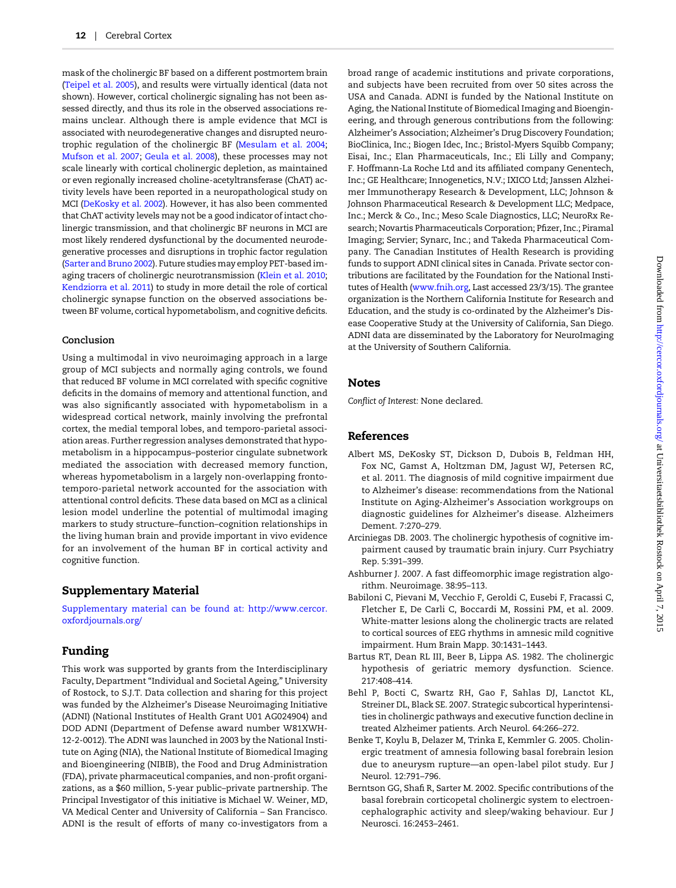mask of the cholinergic BF based on a different postmortem brain (Teipel et al. 2005), and results were virtually identical (data not shown). However, cortical cholinergic signaling has not been assessed directly, and thus its role in the observed associations remains unclear. Although there is ample evidence that MCI is associated with neurodegenerative changes and disrupted neurotrophic regulation of the cholinergic BF (Mesulam et al. 2004; Mufson et al. 2007; Geula et al. 2008), these processes may not scale linearly with cortical cholinergic depletion, as maintained or even regionally increased choline-acetyltransferase (ChAT) activity levels have been reported in a neuropathological study on MCI (DeKosky et al. 2002). However, it has also been commented that ChAT activity levels may not be a good indicator of intact cholinergic transmission, and that cholinergic BF neurons in MCI are most likely rendered dysfunctional by the documented neurodegenerative processes and disruptions in trophic factor regulation (Sarter and Bruno 2002). Future studies may employ PET-based imaging tracers of cholinergic neurotransmission (Klein et al. 2010; Kendziorra et al. 2011) to study in more detail the role of cortical cholinergic synapse function on the observed associations between BF volume, cortical hypometabolism, and cognitive deficits.

### Conclusion

Using a multimodal in vivo neuroimaging approach in a large group of MCI subjects and normally aging controls, we found that reduced BF volume in MCI correlated with specific cognitive deficits in the domains of memory and attentional function, and was also significantly associated with hypometabolism in a widespread cortical network, mainly involving the prefrontal cortex, the medial temporal lobes, and temporo-parietal association areas. Further regression analyses demonstrated that hypometabolism in a hippocampus–posterior cingulate subnetwork mediated the association with decreased memory function, whereas hypometabolism in a largely non-overlapping fronto-temporo-parietal network accounted for the association with attentional control deficits. These data based on MCI as a clinical lesion model underline the potential of multimodal imaging markers to study structure–function–cognition relationships in the living human brain and provide important in vivo evidence for an involvement of the human BF in cortical activity and cognitive function.

## Supplementary Material

Supplementary material can be found at: http://www.cercor.oxfordjournals.org/

## Funding

This work was supported by grants from the Interdisciplinary Faculty, Department "Individual and Societal Ageing," University of Rostock, to S.J.T. Data collection and sharing for this project was funded by the Alzheimer's Disease Neuroimaging Initiative (ADNI) (National Institutes of Health Grant U01 AG024904) and DOD ADNI (Department of Defense award number W81XWH-12-2-0012). The ADNI was launched in 2003 by the National Institute on Aging (NIA), the National Institute of Biomedical Imaging and Bioengineering (NIBIB), the Food and Drug Administration (FDA), private pharmaceutical companies, and non-profit organizations, as a $60 million, 5-year public–private partnership. The Principal Investigator of this initiative is Michael W. Weiner, MD, VA Medical Center and University of California – San Francisco. ADNI is the result of efforts of many co-investigators from a broad range of academic institutions and private corporations, and subjects have been recruited from over 50 sites across the USA and Canada. ADNI is funded by the National Institute on Aging, the National Institute of Biomedical Imaging and Bioengineering, and through generous contributions from the following: Alzheimer's Association; Alzheimer's Drug Discovery Foundation; BioClinica, Inc.; Biogen Idec, Inc.; Bristol-Myers Squibb Company; Eisai, Inc.; Elan Pharmaceuticals, Inc.; Eli Lilly and Company; F. Hoffmann-La Roche Ltd and its affiliated company Genentech, Inc.; GE Healthcare; Innogenetics, N.V.; IXICO Ltd; Janssen Alzheimer Immunotherapy Research & Development, LLC; Johnson & Johnson Pharmaceutical Research & Development LLC; Medpace, Inc.; Merck & Co., Inc.; Meso Scale Diagnostics, LLC; NeuroRx Research; Novartis Pharmaceuticals Corporation; Pfizer, Inc.; Piramal Imaging; Servier; Synarc, Inc.; and Takeda Pharmaceutical Company. The Canadian Institutes of Health Research is providing funds to support ADNI clinical sites in Canada. Private sector contributions are facilitated by the Foundation for the National Institutes of Health (www.fnih.org, Last accessed 23/3/15). The grantee organization is the Northern California Institute for Research and Education, and the study is co-ordinated by the Alzheimer's Disease Cooperative Study at the University of California, San Diego. ADNI data are disseminated by the Laboratory for NeuroImaging at the University of Southern California.

## Notes

*Conflict of Interest:* None declared.

## References

Albert MS, DeKosky ST, Dickson D, Dubois B, Feldman HH, Fox NC, Gamst A, Holtzman DM, Jagust WJ, Petersen RC, et al. 2011. The diagnosis of mild cognitive impairment due to Alzheimer's disease: recommendations from the National Institute on Aging-Alzheimer's Association workgroups on diagnostic guidelines for Alzheimer's disease. Alzheimers Dement. 7:270–279.

Arciniegas DB. 2003. The cholinergic hypothesis of cognitive impairment caused by traumatic brain injury. Curr Psychiatry Rep. 5:391–399.

Ashburner J. 2007. A fast diffeomorphic image registration algorithm. Neuroimage. 38:95–113.

Babiloni C, Pievani M, Vecchio F, Geroldi C, Eusebi F, Fracassi C, Fletcher E, De Carli C, Boccardi M, Rossini PM, et al. 2009. White-matter lesions along the cholinergic tracts are related to cortical sources of EEG rhythms in amnesic mild cognitive impairment. Hum Brain Mapp. 30:1431–1443.

Bartus RT, Dean RL III, Beer B, Lippa AS. 1982. The cholinergic hypothesis of geriatric memory dysfunction. Science. 217:408–414.

Behl P, Bocti C, Swartz RH, Gao F, Sahlas DJ, Lanctot KL, Streiner DL, Black SE. 2007. Strategic subcortical hyperintensities in cholinergic pathways and executive function decline in treated Alzheimer patients. Arch Neurol. 64:266–272.

Benke T, Koylu B, Delazer M, Trinka E, Kemmler G. 2005. Cholinergic treatment of amnesia following basal forebrain lesion due to aneurysm rupture—an open-label pilot study. Eur J Neurol. 12:791–796.

Berntson GG, Shafi R, Sarter M. 2002. Specific contributions of the basal forebrain corticopetal cholinergic system to electroencephalographic activity and sleep/waking behaviour. Eur J Neurosci. 16:2453–2461.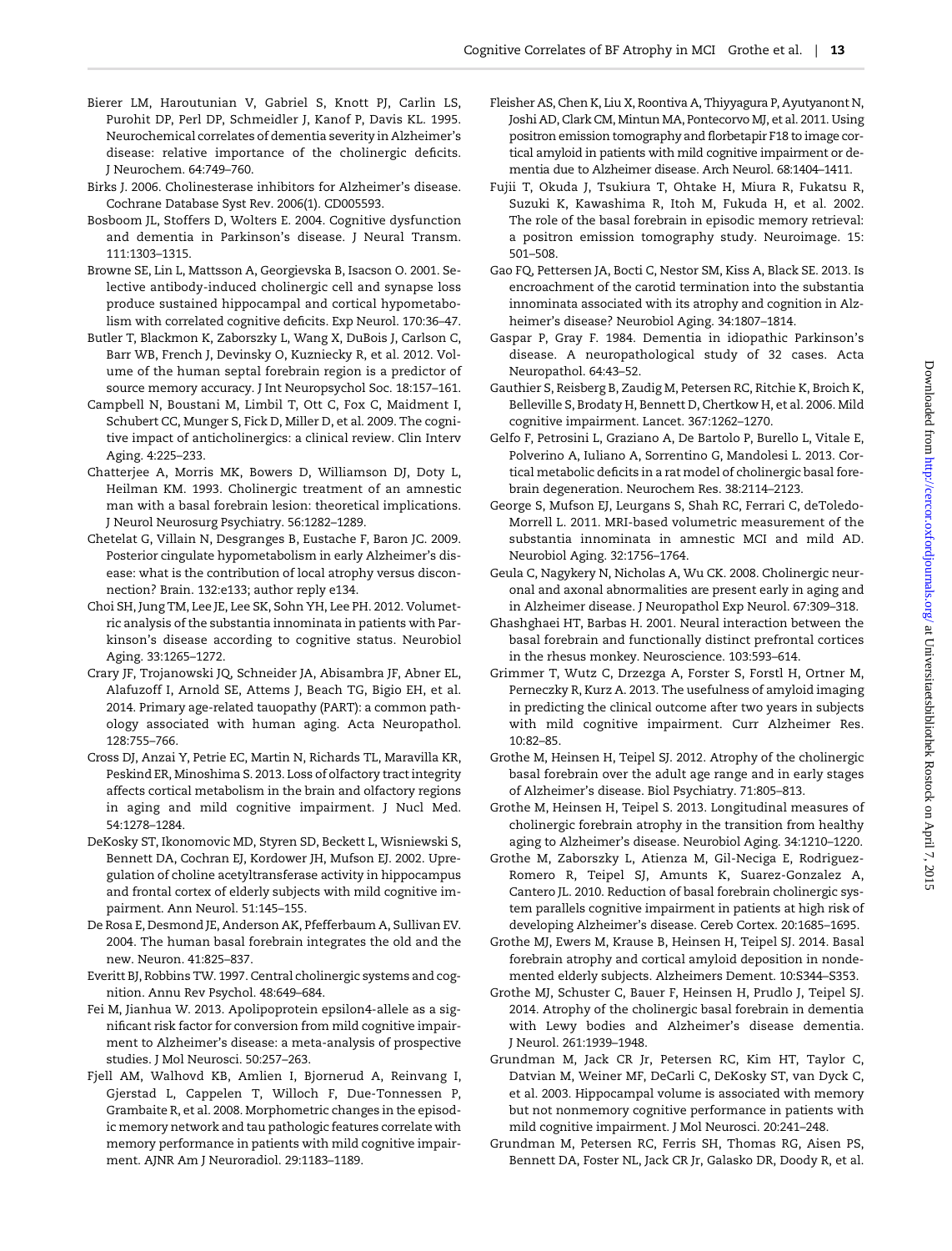Bierer LM, Haroutunian V, Gabriel S, Knott PJ, Carlin LS, Purohit DP, Perl DP, Schmeidler J, Kanof P, Davis KL. 1995. Neurochemical correlates of dementia severity in Alzheimer's disease: relative importance of the cholinergic deficits. J Neurochem. 64:749–760.

Birks J. 2006. Cholinesterase inhibitors for Alzheimer's disease. Cochrane Database Syst Rev. 2006(1). CD005593.

Bosboom JL, Stoffers D, Wolters E. 2004. Cognitive dysfunction and dementia in Parkinson's disease. J Neural Transm. 111:1303–1315.

Browne SE, Lin L, Mattsson A, Georgievska B, Isacson O. 2001. Selective antibody-induced cholinergic cell and synapse loss produce sustained hippocampal and cortical hypometabolism with correlated cognitive deficits. Exp Neurol. 170:36–47.

Butler T, Blackmon K, Zaborszky L, Wang X, DuBois J, Carlson C, Barr WB, French J, Devinsky O, Kuzniecky R, et al. 2012. Volume of the human septal forebrain region is a predictor of source memory accuracy. J Int Neuropsychol Soc. 18:157–161.

Campbell N, Boustani M, Limbil T, Ott C, Fox C, Maidment I, Schubert CC, Munger S, Fick D, Miller D, et al. 2009. The cognitive impact of anticholinergics: a clinical review. Clin Interv Aging. 4:225–233.

Chatterjee A, Morris MK, Bowers D, Williamson DJ, Doty L, Heilman KM. 1993. Cholinergic treatment of an amnestic man with a basal forebrain lesion: theoretical implications. J Neurol Neurosurg Psychiatry. 56:1282–1289.

Chetelat G, Villain N, Desgranges B, Eustache F, Baron JC. 2009. Posterior cingulate hypometabolism in early Alzheimer's disease: what is the contribution of local atrophy versus disconnection? Brain. 132:e133; author reply e134.

Choi SH, Jung TM, Lee JE, Lee SK, Sohn YH, Lee PH. 2012. Volumetric analysis of the substantia innominata in patients with Parkinson's disease according to cognitive status. Neurobiol Aging. 33:1265–1272.

Crary JF, Trojanowski JQ, Schneider JA, Abisambra JF, Abner EL, Alafuzoff I, Arnold SE, Attems J, Beach TG, Bigio EH, et al. 2014. Primary age-related tauopathy (PART): a common pathology associated with human aging. Acta Neuropathol. 128:755–766.

Cross DJ, Anzai Y, Petrie EC, Martin N, Richards TL, Maravilla KR, Peskind ER, Minoshima S. 2013. Loss of olfactory tract integrity affects cortical metabolism in the brain and olfactory regions in aging and mild cognitive impairment. J Nucl Med. 54:1278–1284.

DeKosky ST, Ikonomovic MD, Styren SD, Beckett L, Wisniewski S, Bennett DA, Cochran EJ, Kordower JH, Mufson EJ. 2002. Upregulation of choline acetyltransferase activity in hippocampus and frontal cortex of elderly subjects with mild cognitive impairment. Ann Neurol. 51:145–155.

De Rosa E, Desmond JE, Anderson AK, Pfefferbaum A, Sullivan EV. 2004. The human basal forebrain integrates the old and the new. Neuron. 41:825–837.

Everitt BJ, Robbins TW. 1997. Central cholinergic systems and cognition. Annu Rev Psychol. 48:649–684.

Fei M, Jianhua W. 2013. Apolipoprotein epsilon4-allele as a significant risk factor for conversion from mild cognitive impairment to Alzheimer's disease: a meta-analysis of prospective studies. J Mol Neurosci. 50:257–263.

Fjell AM, Walhovd KB, Amlien I, Bjornerud A, Reinvang I, Gjerstad L, Cappelen T, Willoch F, Due-Tonnessen P, Grambaite R, et al. 2008. Morphometric changes in the episodic memory network and tau pathologic features correlate with memory performance in patients with mild cognitive impairment. AJNR Am J Neuroradiol. 29:1183–1189.

Fleisher AS, Chen K, Liu X, Roontiva A, Thiyyagura P, Ayutyanont N, Joshi AD, Clark CM, Mintun MA, Pontecorvo MJ, et al. 2011. Using positron emission tomography and florbetapir F18 to image cortical amyloid in patients with mild cognitive impairment or dementia due to Alzheimer disease. Arch Neurol. 68:1404–1411.

Fujii T, Okuda J, Tsukiura T, Ohtake H, Miura R, Fukatsu R, Suzuki K, Kawashima R, Itoh M, Fukuda H, et al. 2002. The role of the basal forebrain in episodic memory retrieval: a positron emission tomography study. Neuroimage. 15: 501–508.

Gao FQ, Pettersen JA, Bocti C, Nestor SM, Kiss A, Black SE. 2013. Is encroachment of the carotid termination into the substantia innominata associated with its atrophy and cognition in Alzheimer's disease? Neurobiol Aging. 34:1807–1814.

Gaspar P, Gray F. 1984. Dementia in idiopathic Parkinson's disease. A neuropathological study of 32 cases. Acta Neuropathol. 64:43–52.

Gauthier S, Reisberg B, Zaudig M, Petersen RC, Ritchie K, Broich K, Belleville S, Brodaty H, Bennett D, Chertkow H, et al. 2006. Mild cognitive impairment. Lancet. 367:1262–1270.

Gelfo F, Petrosini L, Graziano A, De Bartolo P, Burello L, Vitale E, Polverino A, Iuliano A, Sorrentino G, Mandolesi L. 2013. Cortical metabolic deficits in a rat model of cholinergic basal forebrain degeneration. Neurochem Res. 38:2114–2123.

George S, Mufson EJ, Leurgans S, Shah RC, Ferrari C, deToledo-Morrell L. 2011. MRI-based volumetric measurement of the substantia innominata in amnestic MCI and mild AD. Neurobiol Aging. 32:1756–1764.

Geula C, Nagykery N, Nicholas A, Wu CK. 2008. Cholinergic neuronal and axonal abnormalities are present early in aging and in Alzheimer disease. J Neuropathol Exp Neurol. 67:309–318.

Ghashghaei HT, Barbas H. 2001. Neural interaction between the basal forebrain and functionally distinct prefrontal cortices in the rhesus monkey. Neuroscience. 103:593–614.

Grimmer T, Wutz C, Drzezga A, Forster S, Forstl H, Ortner M, Perneczky R, Kurz A. 2013. The usefulness of amyloid imaging in predicting the clinical outcome after two years in subjects with mild cognitive impairment. Curr Alzheimer Res. 10:82–85.

Grothe M, Heinsen H, Teipel SJ. 2012. Atrophy of the cholinergic basal forebrain over the adult age range and in early stages of Alzheimer's disease. Biol Psychiatry. 71:805–813.

Grothe M, Heinsen H, Teipel S. 2013. Longitudinal measures of cholinergic forebrain atrophy in the transition from healthy aging to Alzheimer's disease. Neurobiol Aging. 34:1210–1220.

Grothe M, Zaborszky L, Atienza M, Gil-Neciga E, Rodriguez-Romero R, Teipel SJ, Amunts K, Suarez-Gonzalez A, Cantero JL. 2010. Reduction of basal forebrain cholinergic system parallels cognitive impairment in patients at high risk of developing Alzheimer's disease. Cereb Cortex. 20:1685–1695.

Grothe MJ, Ewers M, Krause B, Heinsen H, Teipel SJ. 2014. Basal forebrain atrophy and cortical amyloid deposition in nondemented elderly subjects. Alzheimers Dement. 10:S344–S353.

Grothe MJ, Schuster C, Bauer F, Heinsen H, Prudlo J, Teipel SJ. 2014. Atrophy of the cholinergic basal forebrain in dementia with Lewy bodies and Alzheimer's disease dementia. J Neurol. 261:1939–1948.

Grundman M, Jack CR Jr, Petersen RC, Kim HT, Taylor C, Datvian M, Weiner MF, DeCarli C, DeKosky ST, van Dyck C, et al. 2003. Hippocampal volume is associated with memory but not nonmemory cognitive performance in patients with mild cognitive impairment. J Mol Neurosci. 20:241–248.

Grundman M, Petersen RC, Ferris SH, Thomas RG, Aisen PS, Bennett DA, Foster NL, Jack CR Jr, Galasko DR, Doody R, et al.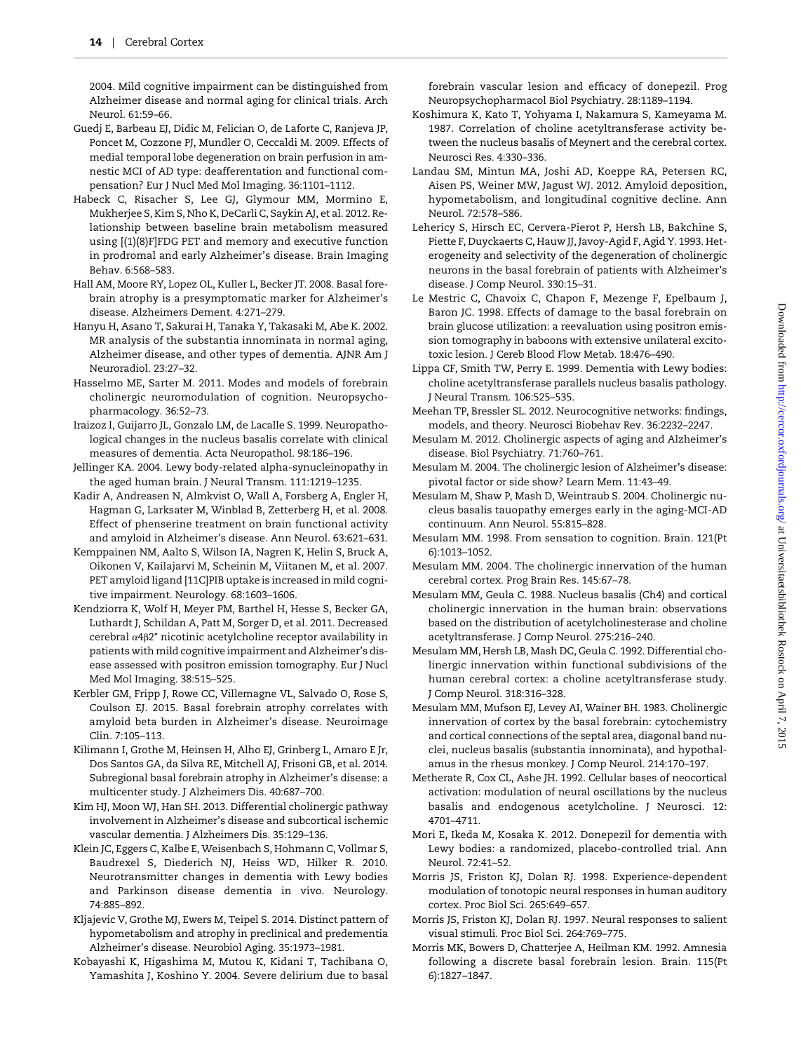2004. Mild cognitive impairment can be distinguished from Alzheimer disease and normal aging for clinical trials. Arch Neurol. 61:59–66.

Guedj E, Barbeau EJ, Didic M, Felician O, de Laforte C, Ranjeva JP, Poncet M, Cozzone PJ, Mundler O, Ceccaldi M. 2009. Effects of medial temporal lobe degeneration on brain perfusion in amnestic MCI of AD type: deafferentation and functional compensation? Eur J Nucl Med Mol Imaging. 36:1101–1112.

Habeck C, Risacher S, Lee GJ, Glymour MM, Mormino E, Mukherjee S, Kim S, Nho K, DeCarli C, Saykin AJ, et al. 2012. Relationship between baseline brain metabolism measured using [(1)(8)F]FDG PET and memory and executive function in prodromal and early Alzheimer's disease. Brain Imaging Behav. 6:568–583.

Hall AM, Moore RY, Lopez OL, Kuller L, Becker JT. 2008. Basal forebrain atrophy is a presymptomatic marker for Alzheimer's disease. Alzheimers Dement. 4:271–279.

Hanyu H, Asano T, Sakurai H, Tanaka Y, Takasaki M, Abe K. 2002. MR analysis of the substantia innominata in normal aging, Alzheimer disease, and other types of dementia. AJNR Am J Neuroradiol. 23:27–32.

Hasselmo ME, Sarter M. 2011. Modes and models of forebrain cholinergic neuromodulation of cognition. Neuropsychopharmacology. 36:52–73.

Iraizoz I, Guijarro JL, Gonzalo LM, de Lacalle S. 1999. Neuropathological changes in the nucleus basalis correlate with clinical measures of dementia. Acta Neuropathol. 98:186–196.

Jellinger KA. 2004. Lewy body-related alpha-synucleinopathy in the aged human brain. J Neural Transm. 111:1219–1235.

Kadir A, Andreasen N, Almkvist O, Wall A, Forsberg A, Engler H, Hagman G, Larksater M, Winblad B, Zetterberg H, et al. 2008. Effect of phenserine treatment on brain functional activity and amyloid in Alzheimer's disease. Ann Neurol. 63:621–631.

Kemppainen NM, Aalto S, Wilson IA, Nagren K, Helin S, Bruck A, Oikonen V, Kailajarvi M, Scheinin M, Viitanen M, et al. 2007. PET amyloid ligand [11C]PIB uptake is increased in mild cognitive impairment. Neurology. 68:1603–1606.

Kendziorra K, Wolf H, Meyer PM, Barthel H, Hesse S, Becker GA, Luthardt J, Schildan A, Patt M, Sorger D, et al. 2011. Decreased cerebral $\alpha4\beta2^*$ nicotinic acetylcholine receptor availability in patients with mild cognitive impairment and Alzheimer's disease assessed with positron emission tomography. Eur J Nucl Med Mol Imaging. 38:515–525.

Kerbler GM, Fripp J, Rowe CC, Villemagne VL, Salvado O, Rose S, Coulson EJ. 2015. Basal forebrain atrophy correlates with amyloid beta burden in Alzheimer's disease. Neuroimage Clin. 7:105–113.

Kilimann I, Grothe M, Heinsen H, Alho EJ, Grinberg L, Amaro E Jr, Dos Santos GA, da Silva RE, Mitchell AJ, Frisoni GB, et al. 2014. Subregional basal forebrain atrophy in Alzheimer's disease: a multicenter study. J Alzheimers Dis. 40:687–700.

Kim HJ, Moon WJ, Han SH. 2013. Differential cholinergic pathway involvement in Alzheimer's disease and subcortical ischemic vascular dementia. J Alzheimers Dis. 35:129–136.

Klein JC, Eggers C, Kalbe E, Weisenbach S, Hohmann C, Vollmar S, Baudrexel S, Diederich NJ, Heiss WD, Hilker R. 2010. Neurotransmitter changes in dementia with Lewy bodies and Parkinson disease dementia in vivo. Neurology. 74:885–892.

Kljajevic V, Grothe MJ, Ewers M, Teipel S. 2014. Distinct pattern of hypometabolism and atrophy in preclinical and predementia Alzheimer's disease. Neurobiol Aging. 35:1973–1981.

Kobayashi K, Higashima M, Mutou K, Kidani T, Tachibana O, Yamashita J, Koshino Y. 2004. Severe delirium due to basal forebrain vascular lesion and efficacy of donepezil. Prog Neuropsychopharmacol Biol Psychiatry. 28:1189–1194.

Koshimura K, Kato T, Yohyama I, Nakamura S, Kameyama M. 1987. Correlation of choline acetyltransferase activity between the nucleus basalis of Meynert and the cerebral cortex. Neurosci Res. 4:330–336.

Landau SM, Mintun MA, Joshi AD, Koeppe RA, Petersen RC, Aisen PS, Weiner MW, Jagust WJ. 2012. Amyloid deposition, hypometabolism, and longitudinal cognitive decline. Ann Neurol. 72:578–586.

Lehericy S, Hirsch EC, Cervera-Pierot P, Hersh LB, Bakchine S, Piette F, Duyckaerts C, Hauw JJ, Javoy-Agid F, Agid Y. 1993. Heterogeneity and selectivity of the degeneration of cholinergic neurons in the basal forebrain of patients with Alzheimer's disease. J Comp Neurol. 330:15–31.

Le Mestric C, Chavoix C, Chapon F, Mezenge F, Epelbaum J, Baron JC. 1998. Effects of damage to the basal forebrain on brain glucose utilization: a reevaluation using positron emission tomography in baboons with extensive unilateral excitotoxic lesion. J Cereb Blood Flow Metab. 18:476–490.

Lippa CF, Smith TW, Perry E. 1999. Dementia with Lewy bodies: choline acetyltransferase parallels nucleus basalis pathology. J Neural Transm. 106:525–535.

Meehan TP, Bressler SL. 2012. Neurocognitive networks: findings, models, and theory. Neurosci Biobehav Rev. 36:2232–2247.

Mesulam M. 2012. Cholinergic aspects of aging and Alzheimer's disease. Biol Psychiatry. 71:760–761.

Mesulam M. 2004. The cholinergic lesion of Alzheimer's disease: pivotal factor or side show? Learn Mem. 11:43–49.

Mesulam M, Shaw P, Mash D, Weintraub S. 2004. Cholinergic nucleus basalis tauopathy emerges early in the aging-MCI-AD continuum. Ann Neurol. 55:815–828.

Mesulam MM. 1998. From sensation to cognition. Brain. 121(Pt 6):1013–1052.

Mesulam MM. 2004. The cholinergic innervation of the human cerebral cortex. Prog Brain Res. 145:67–78.

Mesulam MM, Geula C. 1988. Nucleus basalis (Ch4) and cortical cholinergic innervation in the human brain: observations based on the distribution of acetylcholinesterase and choline acetyltransferase. J Comp Neurol. 275:216–240.

Mesulam MM, Hersh LB, Mash DC, Geula C. 1992. Differential cholinergic innervation within functional subdivisions of the human cerebral cortex: a choline acetyltransferase study. J Comp Neurol. 318:316–328.

Mesulam MM, Mufson EJ, Levey AI, Wainer BH. 1983. Cholinergic innervation of cortex by the basal forebrain: cytochemistry and cortical connections of the septal area, diagonal band nuclei, nucleus basalis (substantia innominata), and hypothalamus in the rhesus monkey. J Comp Neurol. 214:170–197.

Metherate R, Cox CL, Ashe JH. 1992. Cellular bases of neocortical activation: modulation of neural oscillations by the nucleus basalis and endogenous acetylcholine. J Neurosci. 12: 4701–4711.

Mori E, Ikeda M, Kosaka K. 2012. Donepezil for dementia with Lewy bodies: a randomized, placebo-controlled trial. Ann Neurol. 72:41–52.

Morris JS, Friston KJ, Dolan RJ. 1998. Experience-dependent modulation of tonotopic neural responses in human auditory cortex. Proc Biol Sci. 265:649–657.

Morris JS, Friston KJ, Dolan RJ. 1997. Neural responses to salient visual stimuli. Proc Biol Sci. 264:769–775.

Morris MK, Bowers D, Chatterjee A, Heilman KM. 1992. Amnesia following a discrete basal forebrain lesion. Brain. 115(Pt 6):1827–1847.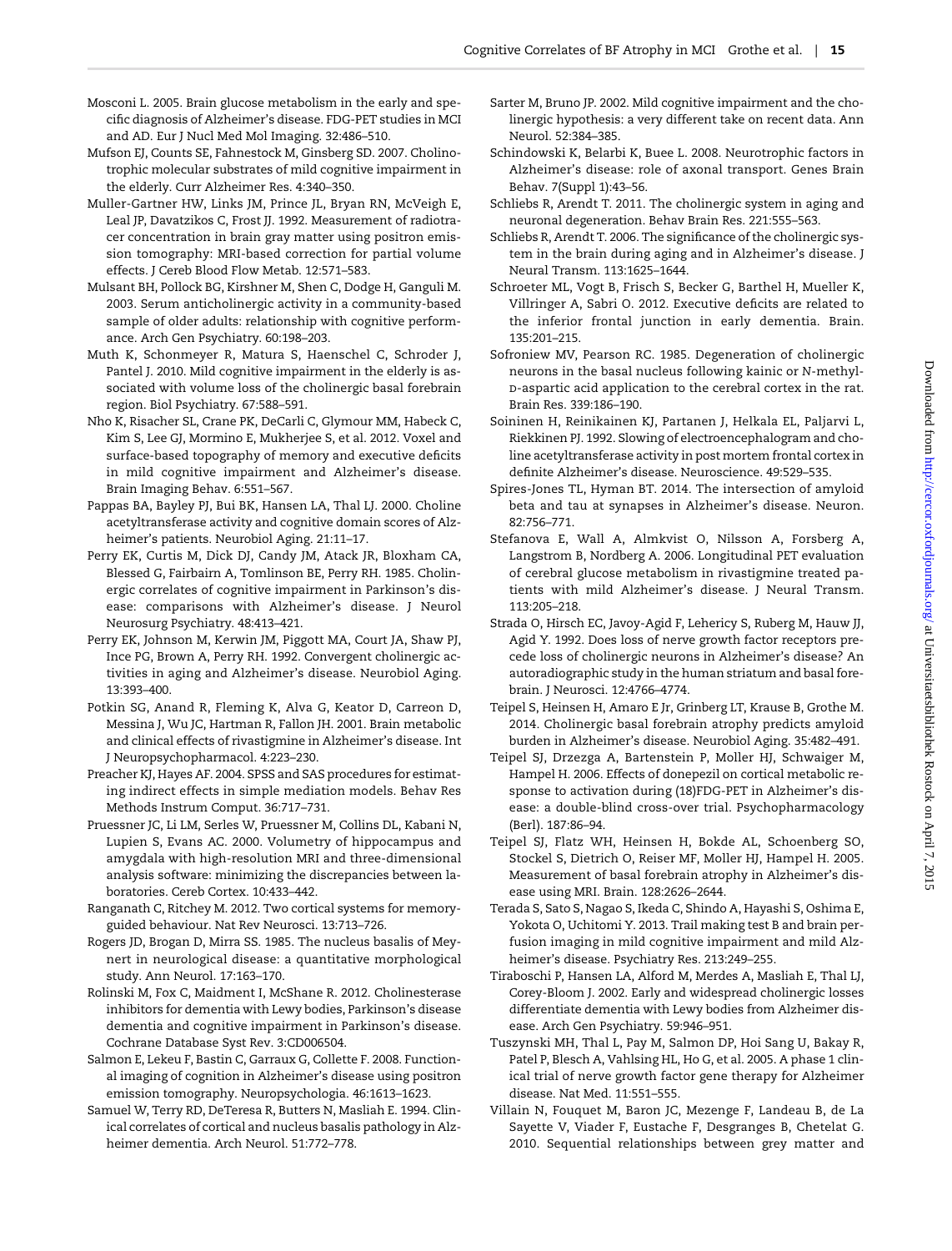Mosconi L. 2005. Brain glucose metabolism in the early and specific diagnosis of Alzheimer's disease. FDG-PET studies in MCI and AD. Eur J Nucl Med Mol Imaging. 32:486–510.

Mufson EJ, Counts SE, Fahnestock M, Ginsberg SD. 2007. Cholinotrophic molecular substrates of mild cognitive impairment in the elderly. Curr Alzheimer Res. 4:340–350.

Muller-Gartner HW, Links JM, Prince JL, Bryan RN, McVeigh E, Leal JP, Davatzikos C, Frost JJ. 1992. Measurement of radiotracer concentration in brain gray matter using positron emission tomography: MRI-based correction for partial volume effects. J Cereb Blood Flow Metab. 12:571–583.

Mulsant BH, Pollock BG, Kirshner M, Shen C, Dodge H, Ganguli M. 2003. Serum anticholinergic activity in a community-based sample of older adults: relationship with cognitive performance. Arch Gen Psychiatry. 60:198–203.

Muth K, Schonmeyer R, Matura S, Haenschel C, Schroder J, Pantel J. 2010. Mild cognitive impairment in the elderly is associated with volume loss of the cholinergic basal forebrain region. Biol Psychiatry. 67:588–591.

Nho K, Risacher SL, Crane PK, DeCarli C, Glymour MM, Habeck C, Kim S, Lee GJ, Mormino E, Mukherjee S, et al. 2012. Voxel and surface-based topography of memory and executive deficits in mild cognitive impairment and Alzheimer's disease. Brain Imaging Behav. 6:551–567.

Pappas BA, Bayley PJ, Bui BK, Hansen LA, Thal LJ. 2000. Choline acetyltransferase activity and cognitive domain scores of Alzheimer's patients. Neurobiol Aging. 21:11–17.

Perry EK, Curtis M, Dick DJ, Candy JM, Atack JR, Bloxham CA, Blessed G, Fairbairn A, Tomlinson BE, Perry RH. 1985. Cholinergic correlates of cognitive impairment in Parkinson's disease: comparisons with Alzheimer's disease. J Neurol Neurosurg Psychiatry. 48:413–421.

Perry EK, Johnson M, Kerwin JM, Piggott MA, Court JA, Shaw PJ, Ince PG, Brown A, Perry RH. 1992. Convergent cholinergic activities in aging and Alzheimer's disease. Neurobiol Aging. 13:393–400.

Potkin SG, Anand R, Fleming K, Alva G, Keator D, Carreon D, Messina J, Wu JC, Hartman R, Fallon JH. 2001. Brain metabolic and clinical effects of rivastigmine in Alzheimer's disease. Int J Neuropsychopharmacol. 4:223–230.

Preacher KJ, Hayes AF. 2004. SPSS and SAS procedures for estimating indirect effects in simple mediation models. Behav Res Methods Instrum Comput. 36:717–731.

Pruessner JC, Li LM, Serles W, Pruessner M, Collins DL, Kabani N, Lupien S, Evans AC. 2000. Volumetry of hippocampus and amygdala with high-resolution MRI and three-dimensional analysis software: minimizing the discrepancies between laboratories. Cereb Cortex. 10:433–442.

Ranganath C, Ritchey M. 2012. Two cortical systems for memory-guided behaviour. Nat Rev Neurosci. 13:713–726.

Rogers JD, Brogan D, Mirra SS. 1985. The nucleus basalis of Meynert in neurological disease: a quantitative morphological study. Ann Neurol. 17:163–170.

Rolinski M, Fox C, Maidment I, McShane R. 2012. Cholinesterase inhibitors for dementia with Lewy bodies, Parkinson's disease dementia and cognitive impairment in Parkinson's disease. Cochrane Database Syst Rev. 3:CD006504.

Salmon E, Lekeu F, Bastin C, Garraux G, Collette F. 2008. Functional imaging of cognition in Alzheimer's disease using positron emission tomography. Neuropsychologia. 46:1613–1623.

Samuel W, Terry RD, DeTeresa R, Butters N, Masliah E. 1994. Clinical correlates of cortical and nucleus basalis pathology in Alzheimer dementia. Arch Neurol. 51:772–778.

Sarter M, Bruno JP. 2002. Mild cognitive impairment and the cholinergic hypothesis: a very different take on recent data. Ann Neurol. 52:384–385.

Schindowski K, Belarbi K, Buee L. 2008. Neurotrophic factors in Alzheimer's disease: role of axonal transport. Genes Brain Behav. 7(Suppl 1):43–56.

Schliebs R, Arendt T. 2011. The cholinergic system in aging and neuronal degeneration. Behav Brain Res. 221:555–563.

Schliebs R, Arendt T. 2006. The significance of the cholinergic system in the brain during aging and in Alzheimer's disease. J Neural Transm. 113:1625–1644.

Schroeter ML, Vogt B, Frisch S, Becker G, Barthel H, Mueller K, Villringer A, Sabri O. 2012. Executive deficits are related to the inferior frontal junction in early dementia. Brain. 135:201–215.

Sofroniew MV, Pearson RC. 1985. Degeneration of cholinergic neurons in the basal nucleus following kainic or N-methyl-D-aspartic acid application to the cerebral cortex in the rat. Brain Res. 339:186–190.

Soininen H, Reinikainen KJ, Partanen J, Helkala EL, Paljarvi L, Riekkinen PJ. 1992. Slowing of electroencephalogram and choline acetyltransferase activity in post mortem frontal cortex in definite Alzheimer's disease. Neuroscience. 49:529–535.

Spires-Jones TL, Hyman BT. 2014. The intersection of amyloid beta and tau at synapses in Alzheimer's disease. Neuron. 82:756–771.

Stefanova E, Wall A, Almkvist O, Nilsson A, Forsberg A, Langstrom B, Nordberg A. 2006. Longitudinal PET evaluation of cerebral glucose metabolism in rivastigmine treated patients with mild Alzheimer's disease. J Neural Transm. 113:205–218.

Strada O, Hirsch EC, Javoy-Agid F, Lehericy S, Ruberg M, Hauw JJ, Agid Y. 1992. Does loss of nerve growth factor receptors precede loss of cholinergic neurons in Alzheimer's disease? An autoradiographic study in the human striatum and basal forebrain. J Neurosci. 12:4766–4774.

Teipel S, Heinsen H, Amaro E Jr, Grinberg LT, Krause B, Grothe M. 2014. Cholinergic basal forebrain atrophy predicts amyloid burden in Alzheimer's disease. Neurobiol Aging. 35:482–491.

Teipel SJ, Drzezga A, Bartenstein P, Moller HJ, Schwaiger M, Hampel H. 2006. Effects of donepezil on cortical metabolic response to activation during (18)FDG-PET in Alzheimer's disease: a double-blind cross-over trial. Psychopharmacology (Berl). 187:86–94.

Teipel SJ, Flatz WH, Heinsen H, Bokde AL, Schoenberg SO, Stockel S, Dietrich O, Reiser MF, Moller HJ, Hampel H. 2005. Measurement of basal forebrain atrophy in Alzheimer's disease using MRI. Brain. 128:2626–2644.

Terada S, Sato S, Nagao S, Ikeda C, Shindo A, Hayashi S, Oshima E, Yokota O, Uchitomi Y. 2013. Trail making test B and brain perfusion imaging in mild cognitive impairment and mild Alzheimer's disease. Psychiatry Res. 213:249–255.

Tiraboschi P, Hansen LA, Alford M, Merdes A, Masliah E, Thal LJ, Corey-Bloom J. 2002. Early and widespread cholinergic losses differentiate dementia with Lewy bodies from Alzheimer disease. Arch Gen Psychiatry. 59:946–951.

Tuszynski MH, Thal L, Pay M, Salmon DP, Hoi Sang U, Bakay R, Patel P, Blesch A, Vahlsing HL, Ho G, et al. 2005. A phase 1 clinical trial of nerve growth factor gene therapy for Alzheimer disease. Nat Med. 11:551–555.

Villain N, Fouquet M, Baron JC, Mezenge F, Landeau B, de La Sayette V, Viader F, Eustache F, Desgranges B, Chetelat G. 2010. Sequential relationships between grey matter and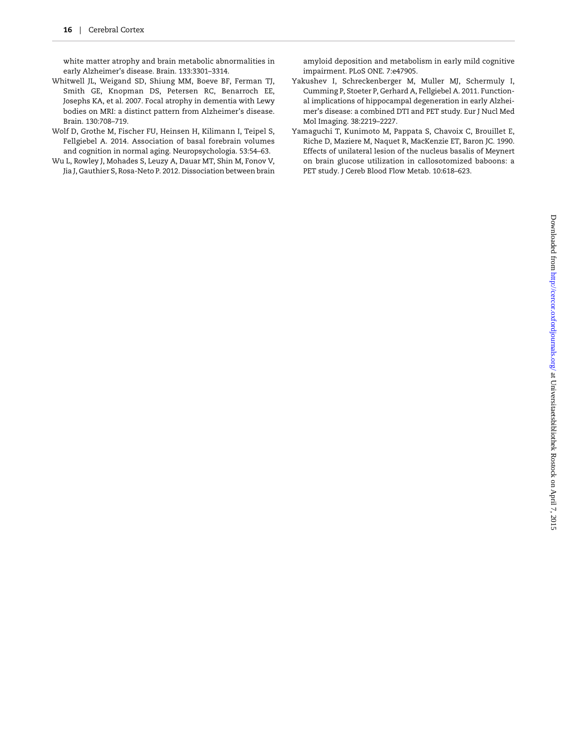white matter atrophy and brain metabolic abnormalities in early Alzheimer's disease. Brain. 133:3301–3314.

Whitwell JL, Weigand SD, Shiung MM, Boeve BF, Ferman TJ, Smith GE, Knopman DS, Petersen RC, Benarroch EE, Josephs KA, et al. 2007. Focal atrophy in dementia with Lewy bodies on MRI: a distinct pattern from Alzheimer's disease. Brain. 130:708–719.

Wolf D, Grothe M, Fischer FU, Heinsen H, Kilimann I, Teipel S, Fellgiebel A. 2014. Association of basal forebrain volumes and cognition in normal aging. Neuropsychologia. 53:54–63.

Wu L, Rowley J, Mohades S, Leuzy A, Dauar MT, Shin M, Fonov V, Jia J, Gauthier S, Rosa-Neto P. 2012. Dissociation between brain amyloid deposition and metabolism in early mild cognitive impairment. PLoS ONE. 7:e47905.

Yakushev I, Schreckenberger M, Muller MJ, Schermuly I, Cumming P, Stoeter P, Gerhard A, Fellgiebel A. 2011. Functional implications of hippocampal degeneration in early Alzheimer's disease: a combined DTI and PET study. Eur J Nucl Med Mol Imaging. 38:2219–2227.

Yamaguchi T, Kunimoto M, Pappata S, Chavoix C, Brouillet E, Riche D, Maziere M, Naquet R, MacKenzie ET, Baron JC. 1990. Effects of unilateral lesion of the nucleus basalis of Meynert on brain glucose utilization in callosotomized baboons: a PET study. J Cereb Blood Flow Metab. 10:618–623.